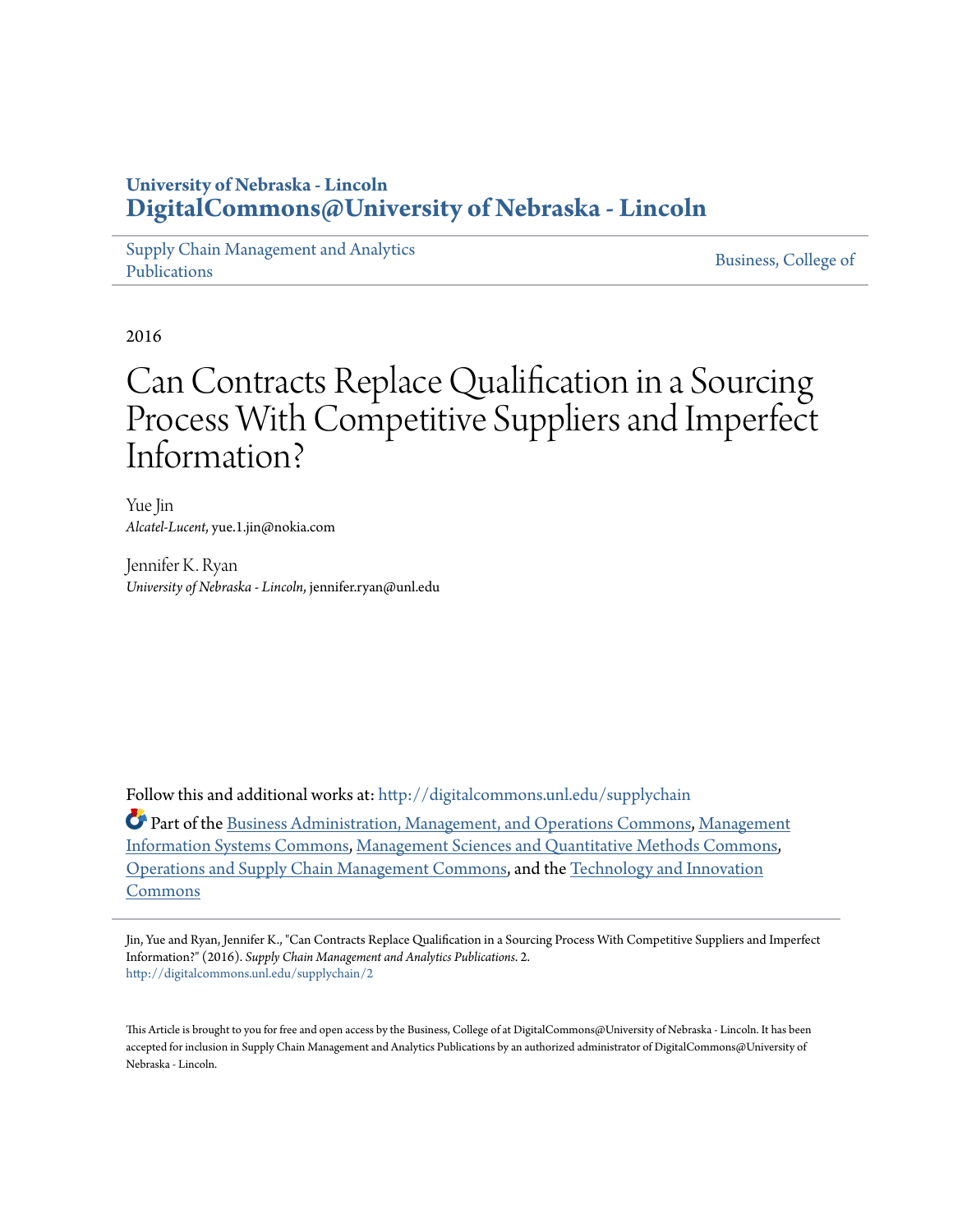University of Nebraska - Lincoln
**DigitalCommons@University of Nebraska - Lincoln**

Supply Chain Management and Analytics Publications | Business, College of

2016

# Can Contracts Replace Qualification in a Sourcing Process With Competitive Suppliers and Imperfect Information?

Yue Jin
*Alcatel-Lucent*, yue.1.jin@nokia.com

Jennifer K. Ryan
*University of Nebraska - Lincoln*, jennifer.ryan@unl.edu

Follow this and additional works at: http://digitalcommons.unl.edu/supplychain

Part of the Business Administration, Management, and Operations Commons, Management Information Systems Commons, Management Sciences and Quantitative Methods Commons, Operations and Supply Chain Management Commons, and the Technology and Innovation Commons

Jin, Yue and Ryan, Jennifer K., "Can Contracts Replace Qualification in a Sourcing Process With Competitive Suppliers and Imperfect Information?" (2016). *Supply Chain Management and Analytics Publications*. 2.
http://digitalcommons.unl.edu/supplychain/2

This Article is brought to you for free and open access by the Business, College of at DigitalCommons@University of Nebraska - Lincoln. It has been accepted for inclusion in Supply Chain Management and Analytics Publications by an authorized administrator of DigitalCommons@University of Nebraska - Lincoln.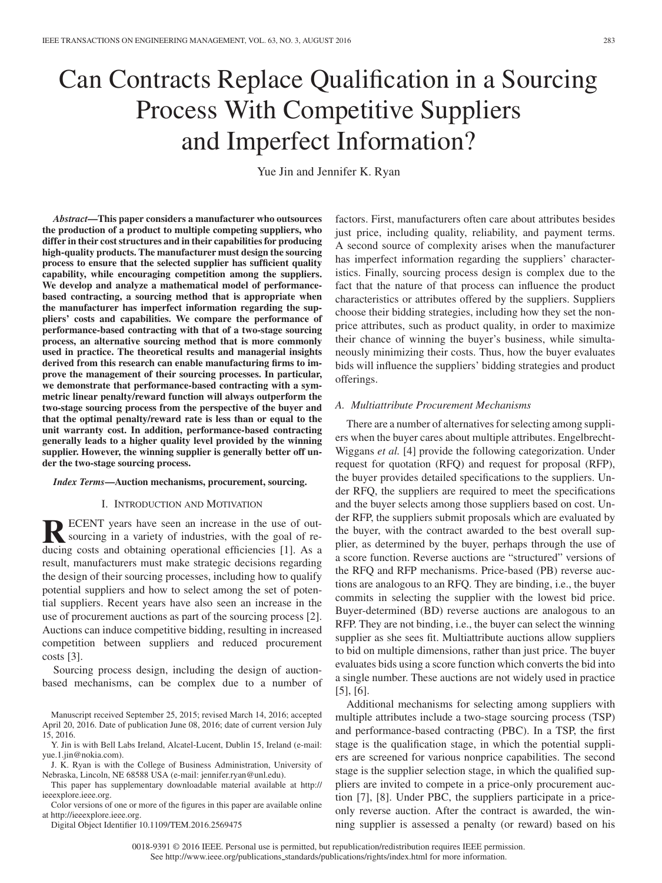# Can Contracts Replace Qualification in a Sourcing Process With Competitive Suppliers and Imperfect Information?

Yue Jin and Jennifer K. Ryan

***Abstract*—This paper considers a manufacturer who outsources the production of a product to multiple competing suppliers, who differ in their cost structures and in their capabilities for producing high-quality products. The manufacturer must design the sourcing process to ensure that the selected supplier has sufficient quality capability, while encouraging competition among the suppliers. We develop and analyze a mathematical model of performance-based contracting, a sourcing method that is appropriate when the manufacturer has imperfect information regarding the suppliers' costs and capabilities. We compare the performance of performance-based contracting with that of a two-stage sourcing process, an alternative sourcing method that is more commonly used in practice. The theoretical results and managerial insights derived from this research can enable manufacturing firms to improve the management of their sourcing processes. In particular, we demonstrate that performance-based contracting with a symmetric linear penalty/reward function will always outperform the two-stage sourcing process from the perspective of the buyer and that the optimal penalty/reward rate is less than or equal to the unit warranty cost. In addition, performance-based contracting generally leads to a higher quality level provided by the winning supplier. However, the winning supplier is generally better off under the two-stage sourcing process.**

***Index Terms*—Auction mechanisms, procurement, sourcing.**

## I. Introduction and Motivation

Recent years have seen an increase in the use of outsourcing in a variety of industries, with the goal of reducing costs and obtaining operational efficiencies [1]. As a result, manufacturers must make strategic decisions regarding the design of their sourcing processes, including how to qualify potential suppliers and how to select among the set of potential suppliers. Recent years have also seen an increase in the use of procurement auctions as part of the sourcing process [2]. Auctions can induce competitive bidding, resulting in increased competition between suppliers and reduced procurement costs [3].

Sourcing process design, including the design of auction-based mechanisms, can be complex due to a number of factors. First, manufacturers often care about attributes besides just price, including quality, reliability, and payment terms. A second source of complexity arises when the manufacturer has imperfect information regarding the suppliers' characteristics. Finally, sourcing process design is complex due to the fact that the nature of that process can influence the product characteristics or attributes offered by the suppliers. Suppliers choose their bidding strategies, including how they set the non-price attributes, such as product quality, in order to maximize their chance of winning the buyer's business, while simultaneously minimizing their costs. Thus, how the buyer evaluates bids will influence the suppliers' bidding strategies and product offerings.

### A. Multiattribute Procurement Mechanisms

There are a number of alternatives for selecting among suppliers when the buyer cares about multiple attributes. Engelbrecht-Wiggans *et al.* [4] provide the following categorization. Under request for quotation (RFQ) and request for proposal (RFP), the buyer provides detailed specifications to the suppliers. Under RFQ, the suppliers are required to meet the specifications and the buyer selects among those suppliers based on cost. Under RFP, the suppliers submit proposals which are evaluated by the buyer, with the contract awarded to the best overall supplier, as determined by the buyer, perhaps through the use of a score function. Reverse auctions are "structured" versions of the RFQ and RFP mechanisms. Price-based (PB) reverse auctions are analogous to an RFQ. They are binding, i.e., the buyer commits in selecting the supplier with the lowest bid price. Buyer-determined (BD) reverse auctions are analogous to an RFP. They are not binding, i.e., the buyer can select the winning supplier as she sees fit. Multiattribute auctions allow suppliers to bid on multiple dimensions, rather than just price. The buyer evaluates bids using a score function which converts the bid into a single number. These auctions are not widely used in practice [5], [6].

Additional mechanisms for selecting among suppliers with multiple attributes include a two-stage sourcing process (TSP) and performance-based contracting (PBC). In a TSP, the first stage is the qualification stage, in which the potential suppliers are screened for various nonprice capabilities. The second stage is the supplier selection stage, in which the qualified suppliers are invited to compete in a price-only procurement auction [7], [8]. Under PBC, the suppliers participate in a price-only reverse auction. After the contract is awarded, the winning supplier is assessed a penalty (or reward) based on his

Manuscript received September 25, 2015; revised March 14, 2016; accepted April 20, 2016. Date of publication June 08, 2016; date of current version July 15, 2016.

Y. Jin is with Bell Labs Ireland, Alcatel-Lucent, Dublin 15, Ireland (e-mail: yue.1.jin@nokia.com).

J. K. Ryan is with the College of Business Administration, University of Nebraska, Lincoln, NE 68588 USA (e-mail: jennifer.ryan@unl.edu).

This paper has supplementary downloadable material available at http://ieeexplore.ieee.org.

Color versions of one or more of the figures in this paper are available online at http://ieeexplore.ieee.org.

Digital Object Identifier 10.1109/TEM.2016.2569475

0018-9391 © 2016 IEEE. Personal use is permitted, but republication/redistribution requires IEEE permission. See http://www.ieee.org/publications_standards/publications/rights/index.html for more information.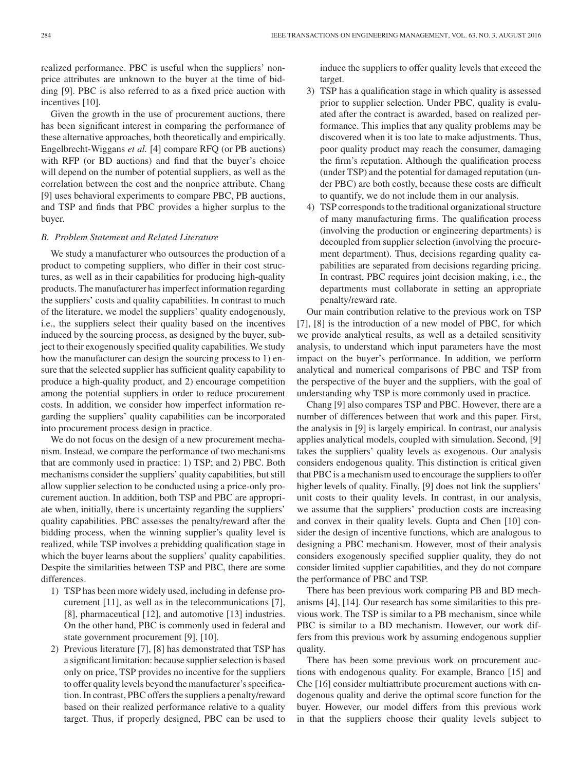realized performance. PBC is useful when the suppliers' nonprice attributes are unknown to the buyer at the time of bidding [9]. PBC is also referred to as a fixed price auction with incentives [10].

Given the growth in the use of procurement auctions, there has been significant interest in comparing the performance of these alternative approaches, both theoretically and empirically. Engelbrecht-Wiggans *et al.* [4] compare RFQ (or PB auctions) with RFP (or BD auctions) and find that the buyer's choice will depend on the number of potential suppliers, as well as the correlation between the cost and the nonprice attribute. Chang [9] uses behavioral experiments to compare PBC, PB auctions, and TSP and finds that PBC provides a higher surplus to the buyer.

### B. Problem Statement and Related Literature

We study a manufacturer who outsources the production of a product to competing suppliers, who differ in their cost structures, as well as in their capabilities for producing high-quality products. The manufacturer has imperfect information regarding the suppliers' costs and quality capabilities. In contrast to much of the literature, we model the suppliers' quality endogenously, i.e., the suppliers select their quality based on the incentives induced by the sourcing process, as designed by the buyer, subject to their exogenously specified quality capabilities. We study how the manufacturer can design the sourcing process to 1) ensure that the selected supplier has sufficient quality capability to produce a high-quality product, and 2) encourage competition among the potential suppliers in order to reduce procurement costs. In addition, we consider how imperfect information regarding the suppliers' quality capabilities can be incorporated into procurement process design in practice.

We do not focus on the design of a new procurement mechanism. Instead, we compare the performance of two mechanisms that are commonly used in practice: 1) TSP; and 2) PBC. Both mechanisms consider the suppliers' quality capabilities, but still allow supplier selection to be conducted using a price-only procurement auction. In addition, both TSP and PBC are appropriate when, initially, there is uncertainty regarding the suppliers' quality capabilities. PBC assesses the penalty/reward after the bidding process, when the winning supplier's quality level is realized, while TSP involves a prebidding qualification stage in which the buyer learns about the suppliers' quality capabilities. Despite the similarities between TSP and PBC, there are some differences.

1) TSP has been more widely used, including in defense procurement [11], as well as in the telecommunications [7], [8], pharmaceutical [12], and automotive [13] industries. On the other hand, PBC is commonly used in federal and state government procurement [9], [10].
2) Previous literature [7], [8] has demonstrated that TSP has a significant limitation: because supplier selection is based only on price, TSP provides no incentive for the suppliers to offer quality levels beyond the manufacturer's specification. In contrast, PBC offers the suppliers a penalty/reward based on their realized performance relative to a quality target. Thus, if properly designed, PBC can be used to induce the suppliers to offer quality levels that exceed the target.
3) TSP has a qualification stage in which quality is assessed prior to supplier selection. Under PBC, quality is evaluated after the contract is awarded, based on realized performance. This implies that any quality problems may be discovered when it is too late to make adjustments. Thus, poor quality product may reach the consumer, damaging the firm's reputation. Although the qualification process (under TSP) and the potential for damaged reputation (under PBC) are both costly, because these costs are difficult to quantify, we do not include them in our analysis.
4) TSP corresponds to the traditional organizational structure of many manufacturing firms. The qualification process (involving the production or engineering departments) is decoupled from supplier selection (involving the procurement department). Thus, decisions regarding quality capabilities are separated from decisions regarding pricing. In contrast, PBC requires joint decision making, i.e., the departments must collaborate in setting an appropriate penalty/reward rate.

Our main contribution relative to the previous work on TSP [7], [8] is the introduction of a new model of PBC, for which we provide analytical results, as well as a detailed sensitivity analysis, to understand which input parameters have the most impact on the buyer's performance. In addition, we perform analytical and numerical comparisons of PBC and TSP from the perspective of the buyer and the suppliers, with the goal of understanding why TSP is more commonly used in practice.

Chang [9] also compares TSP and PBC. However, there are a number of differences between that work and this paper. First, the analysis in [9] is largely empirical. In contrast, our analysis applies analytical models, coupled with simulation. Second, [9] takes the suppliers' quality levels as exogenous. Our analysis considers endogenous quality. This distinction is critical given that PBC is a mechanism used to encourage the suppliers to offer higher levels of quality. Finally, [9] does not link the suppliers' unit costs to their quality levels. In contrast, in our analysis, we assume that the suppliers' production costs are increasing and convex in their quality levels. Gupta and Chen [10] consider the design of incentive functions, which are analogous to designing a PBC mechanism. However, most of their analysis considers exogenously specified supplier quality, they do not consider limited supplier capabilities, and they do not compare the performance of PBC and TSP.

There has been previous work comparing PB and BD mechanisms [4], [14]. Our research has some similarities to this previous work. The TSP is similar to a PB mechanism, since while PBC is similar to a BD mechanism. However, our work differs from this previous work by assuming endogenous supplier quality.

There has been some previous work on procurement auctions with endogenous quality. For example, Branco [15] and Che [16] consider multiattribute procurement auctions with endogenous quality and derive the optimal score function for the buyer. However, our model differs from this previous work in that the suppliers choose their quality levels subject to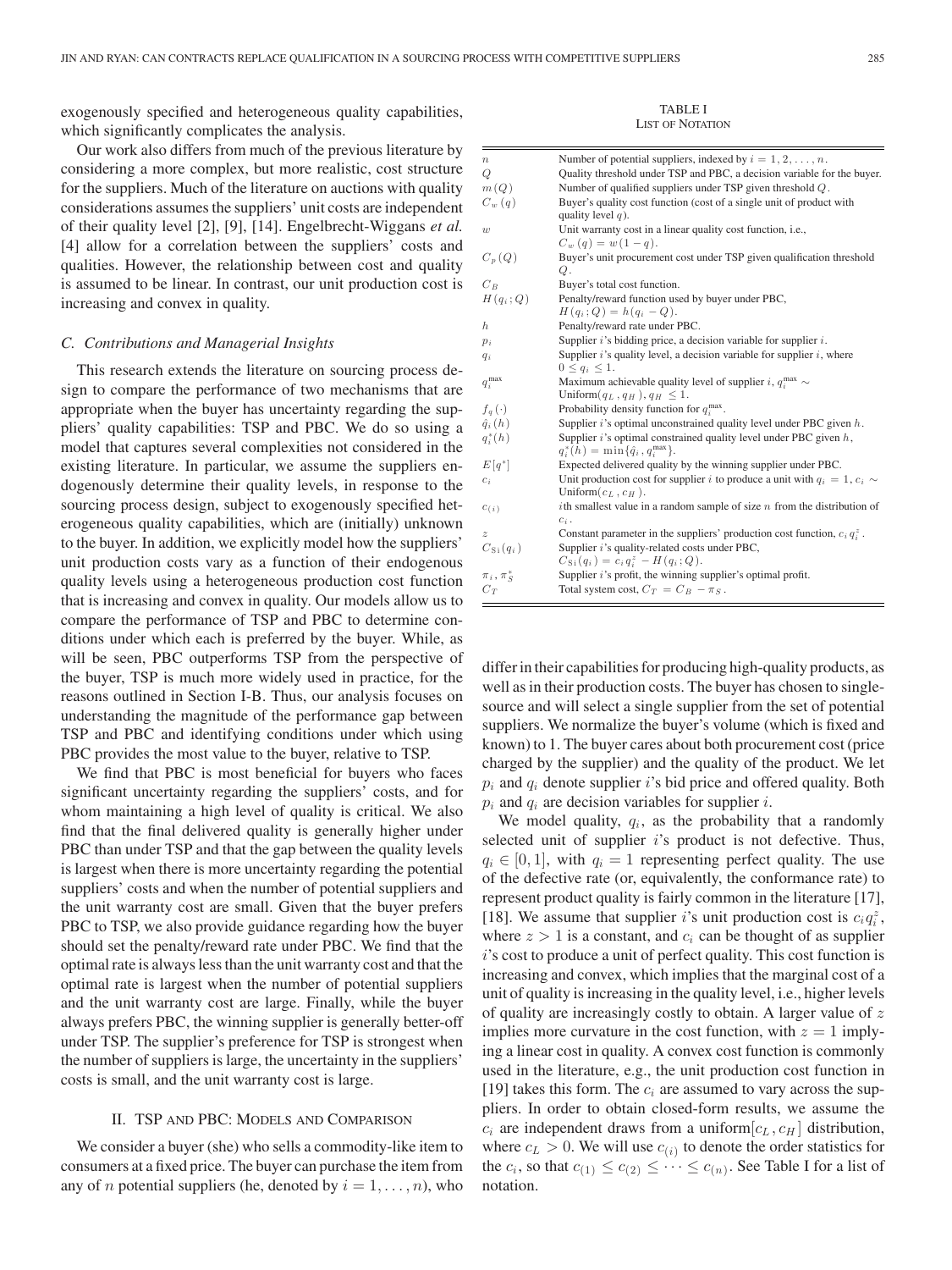exogenously specified and heterogeneous quality capabilities, which significantly complicates the analysis.

Our work also differs from much of the previous literature by considering a more complex, but more realistic, cost structure for the suppliers. Much of the literature on auctions with quality considerations assumes the suppliers' unit costs are independent of their quality level [2], [9], [14]. Engelbrecht-Wiggans *et al.* [4] allow for a correlation between the suppliers' costs and qualities. However, the relationship between cost and quality is assumed to be linear. In contrast, our unit production cost is increasing and convex in quality.

### C. Contributions and Managerial Insights

This research extends the literature on sourcing process design to compare the performance of two mechanisms that are appropriate when the buyer has uncertainty regarding the suppliers' quality capabilities: TSP and PBC. We do so using a model that captures several complexities not considered in the existing literature. In particular, we assume the suppliers endogenously determine their quality levels, in response to the sourcing process design, subject to exogenously specified heterogeneous quality capabilities, which are (initially) unknown to the buyer. In addition, we explicitly model how the suppliers' unit production costs vary as a function of their endogenous quality levels using a heterogeneous production cost function that is increasing and convex in quality. Our models allow us to compare the performance of TSP and PBC to determine conditions under which each is preferred by the buyer. While, as will be seen, PBC outperforms TSP from the perspective of the buyer, TSP is much more widely used in practice, for the reasons outlined in Section I-B. Thus, our analysis focuses on understanding the magnitude of the performance gap between TSP and PBC and identifying conditions under which using PBC provides the most value to the buyer, relative to TSP.

We find that PBC is most beneficial for buyers who faces significant uncertainty regarding the suppliers' costs, and for whom maintaining a high level of quality is critical. We also find that the final delivered quality is generally higher under PBC than under TSP and that the gap between the quality levels is largest when there is more uncertainty regarding the potential suppliers' costs and when the number of potential suppliers and the unit warranty cost are small. Given that the buyer prefers PBC to TSP, we also provide guidance regarding how the buyer should set the penalty/reward rate under PBC. We find that the optimal rate is always less than the unit warranty cost and that the optimal rate is largest when the number of potential suppliers and the unit warranty cost are large. Finally, while the buyer always prefers PBC, the winning supplier is generally better-off under TSP. The supplier's preference for TSP is strongest when the number of suppliers is large, the uncertainty in the suppliers' costs is small, and the unit warranty cost is large.

## II. TSP and PBC: Models and Comparison

We consider a buyer (she) who sells a commodity-like item to consumers at a fixed price. The buyer can purchase the item from any of $n$ potential suppliers (he, denoted by $i = 1, \ldots, n$), who differ in their capabilities for producing high-quality products, as well as in their production costs. The buyer has chosen to single-source and will select a single supplier from the set of potential suppliers. We normalize the buyer's volume (which is fixed and known) to 1. The buyer cares about both procurement cost (price charged by the supplier) and the quality of the product. We let $p_i$ and $q_i$ denote supplier $i$'s bid price and offered quality. Both $p_i$ and $q_i$ are decision variables for supplier $i$.

We model quality, $q_i$, as the probability that a randomly selected unit of supplier $i$'s product is not defective. Thus, $q_i \in [0, 1]$, with $q_i = 1$ representing perfect quality. The use of the defective rate (or, equivalently, the conformance rate) to represent product quality is fairly common in the literature [17], [18]. We assume that supplier $i$'s unit production cost is $c_i q_i^z$, where $z > 1$ is a constant, and $c_i$ can be thought of as supplier $i$'s cost to produce a unit of perfect quality. This cost function is increasing and convex, which implies that the marginal cost of a unit of quality is increasing in the quality level, i.e., higher levels of quality are increasingly costly to obtain. A larger value of $z$ implies more curvature in the cost function, with $z = 1$ implying a linear cost in quality. A convex cost function is commonly used in the literature, e.g., the unit production cost function in [19] takes this form. The $c_i$ are assumed to vary across the suppliers. In order to obtain closed-form results, we assume the $c_i$ are independent draws from a uniform$[c_L, c_H]$ distribution, where $c_L > 0$. We will use $c_{(i)}$ to denote the order statistics for the $c_i$, so that $c_{(1)} \leq c_{(2)} \leq \cdots \leq c_{(n)}$. See Table I for a list of notation.

TABLE I
LIST OF NOTATION

| | |
|---|---|
| $n$ | Number of potential suppliers, indexed by $i = 1, 2, \ldots, n$. |
| $Q$ | Quality threshold under TSP and PBC, a decision variable for the buyer. |
| $m(Q)$ | Number of qualified suppliers under TSP given threshold $Q$. |
| $C_w(q)$ | Buyer's quality cost function (cost of a single unit of product with quality level $q$). |
| $w$ | Unit warranty cost in a linear quality cost function, i.e., $C_w(q) = w(1 - q)$. |
| $C_p(Q)$ | Buyer's unit procurement cost under TSP given qualification threshold $Q$. |
| $C_B$ | Buyer's total cost function. |
| $H(q_i; Q)$ | Penalty/reward function used by buyer under PBC, $H(q_i; Q) = h(q_i - Q)$. |
| $h$ | Penalty/reward rate under PBC. |
| $p_i$ | Supplier $i$'s bidding price, a decision variable for supplier $i$. |
| $q_i$ | Supplier $i$'s quality level, a decision variable for supplier $i$, where $0 \leq q_i \leq 1$. |
| $q_i^{\max}$ | Maximum achievable quality level of supplier $i$, $q_i^{\max} \sim$ Uniform$(q_L, q_H)$, $q_H \leq 1$. |
| $f_q(\cdot)$ | Probability density function for $q_i^{\max}$. |
| $\hat{q}_i(h)$ | Supplier $i$'s optimal unconstrained quality level under PBC given $h$. |
| $q_i^*(h)$ | Supplier $i$'s optimal constrained quality level under PBC given $h$, $q_i^*(h) = \min\{\hat{q}_i, q_i^{\max}\}$. |
| $E[q^*]$ | Expected delivered quality by the winning supplier under PBC. |
| $c_i$ | Unit production cost for supplier $i$ to produce a unit with $q_i = 1$, $c_i \sim$ Uniform$(c_L, c_H)$. |
| $c_{(i)}$ | $i$th smallest value in a random sample of size $n$ from the distribution of $c_i$. |
| $z$ | Constant parameter in the suppliers' production cost function, $c_i q_i^z$. |
| $C_{Si}(q_i)$ | Supplier $i$'s quality-related costs under PBC, $C_{Si}(q_i) = c_i q_i^z - H(q_i; Q)$. |
| $\pi_i, \pi_S^*$ | Supplier $i$'s profit, the winning supplier's optimal profit. |
| $C_T$ | Total system cost, $C_T = C_B - \pi_S$. |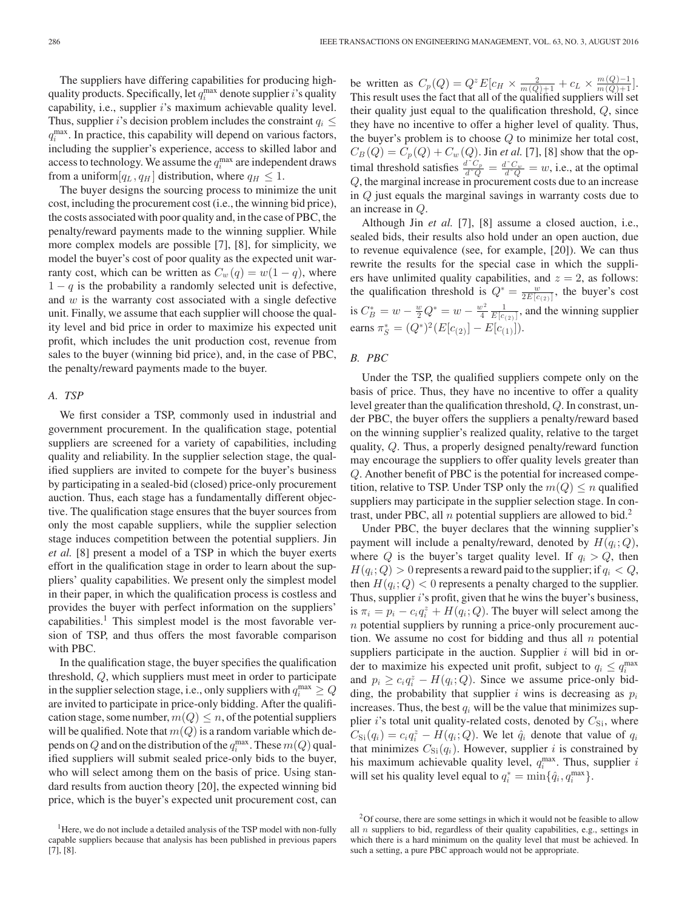The suppliers have differing capabilities for producing high-quality products. Specifically, let $q_i^{\max}$ denote supplier $i$'s quality capability, i.e., supplier $i$'s maximum achievable quality level. Thus, supplier $i$'s decision problem includes the constraint $q_i \leq q_i^{\max}$. In practice, this capability will depend on various factors, including the supplier's experience, access to skilled labor and access to technology. We assume the $q_i^{\max}$ are independent draws from a uniform$[q_L, q_H]$ distribution, where $q_H \leq 1$.

The buyer designs the sourcing process to minimize the unit cost, including the procurement cost (i.e., the winning bid price), the costs associated with poor quality and, in the case of PBC, the penalty/reward payments made to the winning supplier. While more complex models are possible [7], [8], for simplicity, we model the buyer's cost of poor quality as the expected unit warranty cost, which can be written as $C_w(q) = w(1 - q)$, where $1 - q$ is the probability a randomly selected unit is defective, and $w$ is the warranty cost associated with a single defective unit. Finally, we assume that each supplier will choose the quality level and bid price in order to maximize his expected unit profit, which includes the unit production cost, revenue from sales to the buyer (winning bid price), and, in the case of PBC, the penalty/reward payments made to the buyer.

### A. TSP

We first consider a TSP, commonly used in industrial and government procurement. In the qualification stage, potential suppliers are screened for a variety of capabilities, including quality and reliability. In the supplier selection stage, the qualified suppliers are invited to compete for the buyer's business by participating in a sealed-bid (closed) price-only procurement auction. Thus, each stage has a fundamentally different objective. The qualification stage ensures that the buyer sources from only the most capable suppliers, while the supplier selection stage induces competition between the potential suppliers. Jin *et al.* [8] present a model of a TSP in which the buyer exerts effort in the qualification stage in order to learn about the suppliers' quality capabilities. We present only the simplest model in their paper, in which the qualification process is costless and provides the buyer with perfect information on the suppliers' capabilities.[1] This simplest model is the most favorable version of TSP, and thus offers the most favorable comparison with PBC.

In the qualification stage, the buyer specifies the qualification threshold, $Q$, which suppliers must meet in order to participate in the supplier selection stage, i.e., only suppliers with $q_i^{\max} \geq Q$ are invited to participate in price-only bidding. After the qualification stage, some number, $m(Q) \leq n$, of the potential suppliers will be qualified. Note that $m(Q)$ is a random variable which depends on $Q$ and on the distribution of the $q_i^{\max}$. These $m(Q)$ qualified suppliers will submit sealed price-only bids to the buyer, who will select among them on the basis of price. Using standard results from auction theory [20], the expected winning bid price, which is the buyer's expected unit procurement cost, can be written as $C_p(Q) = Q^z E[c_H \times \frac{2}{m(Q)+1} + c_L \times \frac{m(Q)-1}{m(Q)+1}]$. This result uses the fact that all of the qualified suppliers will set their quality just equal to the qualification threshold, $Q$, since they have no incentive to offer a higher level of quality. Thus, the buyer's problem is to choose $Q$ to minimize her total cost, $C_B(Q) = C_p(Q) + C_w(Q)$. Jin *et al.* [7], [8] show that the optimal threshold satisfies $\frac{d^- C_p}{d^- Q} = \frac{d^- C_w}{d^- Q} = w$, i.e., at the optimal $Q$, the marginal increase in procurement costs due to an increase in $Q$ just equals the marginal savings in warranty costs due to an increase in $Q$.

Although Jin *et al.* [7], [8] assume a closed auction, i.e., sealed bids, their results also hold under an open auction, due to revenue equivalence (see, for example, [20]). We can thus rewrite the results for the special case in which the suppliers have unlimited quality capabilities, and $z = 2$, as follows: the qualification threshold is $Q^* = \frac{w}{2E[c_{(2)}]}$, the buyer's cost is $C_B^* = w - \frac{w}{2}Q^* = w - \frac{w^2}{4}\frac{1}{E[c_{(2)}]}$, and the winning supplier earns $\pi_S^* = (Q^*)^2(E[c_{(2)}] - E[c_{(1)}])$.

### B. PBC

Under the TSP, the qualified suppliers compete only on the basis of price. Thus, they have no incentive to offer a quality level greater than the qualification threshold, $Q$. In constrast, under PBC, the buyer offers the suppliers a penalty/reward based on the winning supplier's realized quality, relative to the target quality, $Q$. Thus, a properly designed penalty/reward function may encourage the suppliers to offer quality levels greater than $Q$. Another benefit of PBC is the potential for increased competition, relative to TSP. Under TSP only the $m(Q) \leq n$ qualified suppliers may participate in the supplier selection stage. In contrast, under PBC, all $n$ potential suppliers are allowed to bid.[2]

Under PBC, the buyer declares that the winning supplier's payment will include a penalty/reward, denoted by $H(q_i; Q)$, where $Q$ is the buyer's target quality level. If $q_i > Q$, then $H(q_i; Q) > 0$ represents a reward paid to the supplier; if $q_i < Q$, then $H(q_i; Q) < 0$ represents a penalty charged to the supplier. Thus, supplier $i$'s profit, given that he wins the buyer's business, is $\pi_i = p_i - c_i q_i^z + H(q_i; Q)$. The buyer will select among the $n$ potential suppliers by running a price-only procurement auction. We assume no cost for bidding and thus all $n$ potential suppliers participate in the auction. Supplier $i$ will bid in order to maximize his expected unit profit, subject to $q_i \leq q_i^{\max}$ and $p_i \geq c_i q_i^z - H(q_i; Q)$. Since we assume price-only bidding, the probability that supplier $i$ wins is decreasing as $p_i$ increases. Thus, the best $q_i$ will be the value that minimizes supplier $i$'s total unit quality-related costs, denoted by $C_{Si}$, where $C_{Si}(q_i) = c_i q_i^z - H(q_i; Q)$. We let $\hat{q}_i$ denote that value of $q_i$ that minimizes $C_{Si}(q_i)$. However, supplier $i$ is constrained by his maximum achievable quality level, $q_i^{\max}$. Thus, supplier $i$ will set his quality level equal to $q_i^* = \min\{\hat{q}_i, q_i^{\max}\}$.

[1] Here, we do not include a detailed analysis of the TSP model with non-fully capable suppliers because that analysis has been published in previous papers [7], [8].

[2] Of course, there are some settings in which it would not be feasible to allow all $n$ suppliers to bid, regardless of their quality capabilities, e.g., settings in which there is a hard minimum on the quality level that must be achieved. In such a setting, a pure PBC approach would not be appropriate.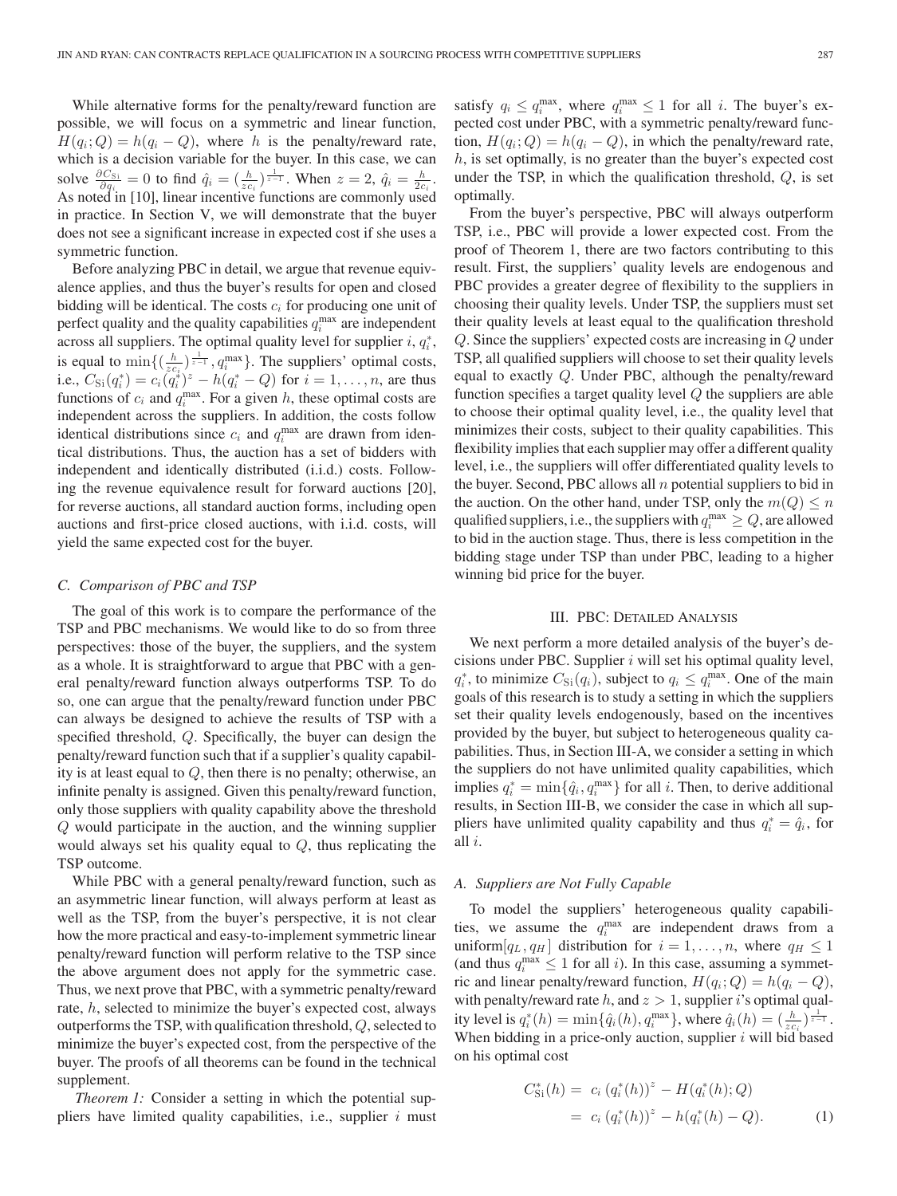While alternative forms for the penalty/reward function are possible, we will focus on a symmetric and linear function, $H(q_i; Q) = h(q_i - Q)$, where $h$ is the penalty/reward rate, which is a decision variable for the buyer. In this case, we can solve $\frac{\partial C_{\text{S}i}}{\partial q_i} = 0$ to find $\hat{q}_i = (\frac{h}{zc_i})^{\frac{1}{z-1}}$. When $z = 2$, $\hat{q}_i = \frac{h}{2c_i}$. As noted in [10], linear incentive functions are commonly used in practice. In Section V, we will demonstrate that the buyer does not see a significant increase in expected cost if she uses a symmetric function.

Before analyzing PBC in detail, we argue that revenue equivalence applies, and thus the buyer's results for open and closed bidding will be identical. The costs $c_i$ for producing one unit of perfect quality and the quality capabilities $q_i^{\max}$ are independent across all suppliers. The optimal quality level for supplier $i$, $q_i^*$, is equal to $\min\{(\frac{h}{zc_i})^{\frac{1}{z-1}}, q_i^{\max}\}$. The suppliers' optimal costs, i.e., $C_{\text{S}i}(q_i^*) = c_i(q_i^*)^z - h(q_i^* - Q)$ for $i = 1, \ldots, n$, are thus functions of $c_i$ and $q_i^{\max}$. For a given $h$, these optimal costs are independent across the suppliers. In addition, the costs follow identical distributions since $c_i$ and $q_i^{\max}$ are drawn from identical distributions. Thus, the auction has a set of bidders with independent and identically distributed (i.i.d.) costs. Following the revenue equivalence result for forward auctions [20], for reverse auctions, all standard auction forms, including open auctions and first-price closed auctions, with i.i.d. costs, will yield the same expected cost for the buyer.

### C. Comparison of PBC and TSP

The goal of this work is to compare the performance of the TSP and PBC mechanisms. We would like to do so from three perspectives: those of the buyer, the suppliers, and the system as a whole. It is straightforward to argue that PBC with a general penalty/reward function always outperforms TSP. To do so, one can argue that the penalty/reward function under PBC can always be designed to achieve the results of TSP with a specified threshold, $Q$. Specifically, the buyer can design the penalty/reward function such that if a supplier's quality capability is at least equal to $Q$, then there is no penalty; otherwise, an infinite penalty is assigned. Given this penalty/reward function, only those suppliers with quality capability above the threshold $Q$ would participate in the auction, and the winning supplier would always set his quality equal to $Q$, thus replicating the TSP outcome.

While PBC with a general penalty/reward function, such as an asymmetric linear function, will always perform at least as well as the TSP, from the buyer's perspective, it is not clear how the more practical and easy-to-implement symmetric linear penalty/reward function will perform relative to the TSP since the above argument does not apply for the symmetric case. Thus, we next prove that PBC, with a symmetric penalty/reward rate, $h$, selected to minimize the buyer's expected cost, always outperforms the TSP, with qualification threshold, $Q$, selected to minimize the buyer's expected cost, from the perspective of the buyer. The proofs of all theorems can be found in the technical supplement.

*Theorem 1:* Consider a setting in which the potential suppliers have limited quality capabilities, i.e., supplier $i$ must satisfy $q_i \le q_i^{\max}$, where $q_i^{\max} \le 1$ for all $i$. The buyer's expected cost under PBC, with a symmetric penalty/reward function, $H(q_i; Q) = h(q_i - Q)$, in which the penalty/reward rate, $h$, is set optimally, is no greater than the buyer's expected cost under the TSP, in which the qualification threshold, $Q$, is set optimally.

From the buyer's perspective, PBC will always outperform TSP, i.e., PBC will provide a lower expected cost. From the proof of Theorem 1, there are two factors contributing to this result. First, the suppliers' quality levels are endogenous and PBC provides a greater degree of flexibility to the suppliers in choosing their quality levels. Under TSP, the suppliers must set their quality levels at least equal to the qualification threshold $Q$. Since the suppliers' expected costs are increasing in $Q$ under TSP, all qualified suppliers will choose to set their quality levels equal to exactly $Q$. Under PBC, although the penalty/reward function specifies a target quality level $Q$ the suppliers are able to choose their optimal quality level, i.e., the quality level that minimizes their costs, subject to their quality capabilities. This flexibility implies that each supplier may offer a different quality level, i.e., the suppliers will offer differentiated quality levels to the buyer. Second, PBC allows all $n$ potential suppliers to bid in the auction. On the other hand, under TSP, only the $m(Q) \le n$ qualified suppliers, i.e., the suppliers with $q_i^{\max} \ge Q$, are allowed to bid in the auction stage. Thus, there is less competition in the bidding stage under TSP than under PBC, leading to a higher winning bid price for the buyer.

## III. PBC: Detailed Analysis

We next perform a more detailed analysis of the buyer's decisions under PBC. Supplier $i$ will set his optimal quality level, $q_i^*$, to minimize $C_{\text{S}i}(q_i)$, subject to $q_i \le q_i^{\max}$. One of the main goals of this research is to study a setting in which the suppliers set their quality levels endogenously, based on the incentives provided by the buyer, but subject to heterogeneous quality capabilities. Thus, in Section III-A, we consider a setting in which the suppliers do not have unlimited quality capabilities, which implies $q_i^* = \min\{\hat{q}_i, q_i^{\max}\}$ for all $i$. Then, to derive additional results, in Section III-B, we consider the case in which all suppliers have unlimited quality capability and thus $q_i^* = \hat{q}_i$, for all $i$.

### A. Suppliers are Not Fully Capable

To model the suppliers' heterogeneous quality capabilities, we assume the $q_i^{\max}$ are independent draws from a uniform$[q_L, q_H]$ distribution for $i = 1, \ldots, n$, where $q_H \le 1$ (and thus $q_i^{\max} \le 1$ for all $i$). In this case, assuming a symmetric and linear penalty/reward function, $H(q_i; Q) = h(q_i - Q)$, with penalty/reward rate $h$, and $z > 1$, supplier $i$'s optimal quality level is $q_i^*(h) = \min\{\hat{q}_i(h), q_i^{\max}\}$, where $\hat{q}_i(h) = (\frac{h}{zc_i})^{\frac{1}{z-1}}$. When bidding in a price-only auction, supplier $i$ will bid based on his optimal cost

$$
\begin{aligned}
C_{\text{S}i}^*(h) &= c_i \left(q_i^*(h)\right)^z - H(q_i^*(h); Q) \\
&= c_i \left(q_i^*(h)\right)^z - h(q_i^*(h) - Q). \qquad (1)
\end{aligned}
$$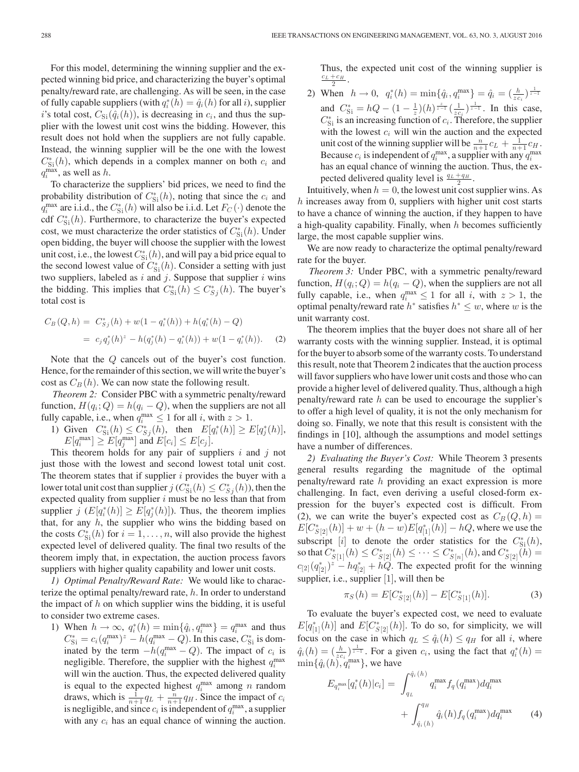For this model, determining the winning supplier and the expected winning bid price, and characterizing the buyer's optimal penalty/reward rate, are challenging. As will be seen, in the case of fully capable suppliers (with $q_i^*(h) = \hat{q}_i(h)$ for all $i$), supplier $i$'s total cost, $C_{Si}(\hat{q}_i(h))$, is decreasing in $c_i$, and thus the supplier with the lowest unit cost wins the bidding. However, this result does not hold when the suppliers are not fully capable. Instead, the winning supplier will be the one with the lowest $C_{Si}^*(h)$, which depends in a complex manner on both $c_i$ and $q_i^{\max}$, as well as $h$.

To characterize the suppliers' bid prices, we need to find the probability distribution of $C_{Si}^*(h)$, noting that since the $c_i$ and $q_i^{\max}$ are i.i.d., the $C_{Si}^*(h)$ will also be i.i.d. Let $F_C(\cdot)$ denote the cdf $C_{Si}^*(h)$. Furthermore, to characterize the buyer's expected cost, we must characterize the order statistics of $C_{Si}^*(h)$. Under open bidding, the buyer will choose the supplier with the lowest unit cost, i.e., the lowest $C_{Si}^*(h)$, and will pay a bid price equal to the second lowest value of $C_{Si}^*(h)$. Consider a setting with just two suppliers, labeled as $i$ and $j$. Suppose that supplier $i$ wins the bidding. This implies that $C_{Si}^*(h) \le C_{Sj}^*(h)$. The buyer's total cost is

$$C_B(Q,h) = C_{Sj}^*(h) + w(1 - q_i^*(h)) + h(q_i^*(h) - Q)$$
$$= c_j q_j^*(h)^z - h(q_j^*(h) - q_i^*(h)) + w(1 - q_i^*(h)). \quad (2)$$

Note that the $Q$ cancels out of the buyer's cost function. Hence, for the remainder of this section, we will write the buyer's cost as $C_B(h)$. We can now state the following result.

*Theorem 2:* Consider PBC with a symmetric penalty/reward function, $H(q_i; Q) = h(q_i - Q)$, when the suppliers are not all fully capable, i.e., when $q_i^{\max} \le 1$ for all $i$, with $z > 1$.

1) Given $C_{Si}^*(h) \le C_{Sj}^*(h)$, then $E[q_i^*(h)] \ge E[q_j^*(h)]$, $E[q_i^{\max}] \ge E[q_j^{\max}]$ and $E[c_i] \le E[c_j]$.

This theorem holds for any pair of suppliers $i$ and $j$ not just those with the lowest and second lowest total unit cost. The theorem states that if supplier $i$ provides the buyer with a lower total unit cost than supplier $j$ ($C_{Si}^*(h) \le C_{Sj}^*(h)$), then the expected quality from supplier $i$ must be no less than that from supplier $j$ ($E[q_i^*(h)] \ge E[q_j^*(h)]$). Thus, the theorem implies that, for any $h$, the supplier who wins the bidding based on the costs $C_{Si}^*(h)$ for $i = 1, \ldots, n$, will also provide the highest expected level of delivered quality. The final two results of the theorem imply that, in expectation, the auction process favors suppliers with higher quality capability and lower unit costs.

### 1) Optimal Penalty/Reward Rate:

We would like to characterize the optimal penalty/reward rate, $h$. In order to understand the impact of $h$ on which supplier wins the bidding, it is useful to consider two extreme cases.

1) When $h \to \infty$, $q_i^*(h) = \min\{\hat{q}_i, q_i^{\max}\} = q_i^{\max}$ and thus $C_{Si}^* = c_i(q_i^{\max})^z - h(q_i^{\max} - Q)$. In this case, $C_{Si}^*$ is dominated by the term $-h(q_i^{\max} - Q)$. The impact of $c_i$ is negligible. Therefore, the supplier with the highest $q_i^{\max}$ will win the auction. Thus, the expected delivered quality is equal to the expected highest $q_i^{\max}$ among $n$ random draws, which is $\frac{1}{n+1}q_L + \frac{n}{n+1}q_H$. Since the impact of $c_i$ is negligible, and since $c_i$ is independent of $q_i^{\max}$, a supplier with any $c_i$ has an equal chance of winning the auction. Thus, the expected unit cost of the winning supplier is $\frac{c_L + c_H}{2}$.

2) When $h \to 0$, $q_i^*(h) = \min\{\hat{q}_i, q_i^{\max}\} = \hat{q}_i = (\frac{h}{zc_i})^{\frac{1}{z-1}}$ and $C_{Si}^* = hQ - (1 - \frac{1}{z})(h)^{\frac{z}{z-1}}(\frac{1}{zc_i})^{\frac{1}{z-1}}$. In this case, $C_{Si}^*$ is an increasing function of $c_i$. Therefore, the supplier with the lowest $c_i$ will win the auction and the expected unit cost of the winning supplier will be $\frac{n}{n+1}c_L + \frac{1}{n+1}c_H$. Because $c_i$ is independent of $q_i^{\max}$, a supplier with any $q_i^{\max}$ has an equal chance of winning the auction. Thus, the expected delivered quality level is $\frac{q_L + q_H}{2}$.

Intuitively, when $h = 0$, the lowest unit cost supplier wins. As $h$ increases away from 0, suppliers with higher unit cost starts to have a chance of winning the auction, if they happen to have a high-quality capability. Finally, when $h$ becomes sufficiently large, the most capable supplier wins.

We are now ready to characterize the optimal penalty/reward rate for the buyer.

*Theorem 3:* Under PBC, with a symmetric penalty/reward function, $H(q_i; Q) = h(q_i - Q)$, when the suppliers are not all fully capable, i.e., when $q_i^{\max} \le 1$ for all $i$, with $z > 1$, the optimal penalty/reward rate $h^*$ satisfies $h^* \le w$, where $w$ is the unit warranty cost.

The theorem implies that the buyer does not share all of her warranty costs with the winning supplier. Instead, it is optimal for the buyer to absorb some of the warranty costs. To understand this result, note that Theorem 2 indicates that the auction process will favor suppliers who have lower unit costs and those who can provide a higher level of delivered quality. Thus, although a high penalty/reward rate $h$ can be used to encourage the supplier's to offer a high level of quality, it is not the only mechanism for doing so. Finally, we note that this result is consistent with the findings in [10], although the assumptions and model settings have a number of differences.

### 2) Evaluating the Buyer's Cost:

While Theorem 3 presents general results regarding the magnitude of the optimal penalty/reward rate $h$ providing an exact expression is more challenging. In fact, even deriving a useful closed-form expression for the buyer's expected cost is difficult. From (2), we can write the buyer's expected cost as $C_B(Q,h) = E[C_{S[2]}^*(h)] + w + (h - w)E[q_{[1]}^*(h)] - hQ$, where we use the subscript $[i]$ to denote the order statistics for the $C_{Si}^*(h)$, so that $C_{S[1]}^*(h) \le C_{S[2]}^*(h) \le \cdots \le C_{S[n]}^*(h)$, and $C_{S[2]}^*(h) = c_{[2]}(q_{[2]}^*)^z - hq_{[2]}^* + hQ$. The expected profit for the winning supplier, i.e., supplier [1], will then be

$$\pi_S(h) = E[C_{S[2]}^*(h)] - E[C_{S[1]}^*(h)]. \quad (3)$$

To evaluate the buyer's expected cost, we need to evaluate $E[q_{[1]}^*(h)]$ and $E[C_{S[2]}^*(h)]$. To do so, for simplicity, we will focus on the case in which $q_L \le \hat{q}_i(h) \le q_H$ for all $i$, where $\hat{q}_i(h) = (\frac{h}{zc_i})^{\frac{1}{z-1}}$. For a given $c_i$, using the fact that $q_i^*(h) = \min\{\hat{q}_i(h), q_i^{\max}\}$, we have

$$E_{q_i^{\max}}[q_i^*(h)|c_i] = \int_{q_L}^{\hat{q}_i(h)} q_i^{\max} f_q(q_i^{\max}) dq_i^{\max} + \int_{\hat{q}_i(h)}^{q_H} \hat{q}_i(h) f_q(q_i^{\max}) dq_i^{\max} \quad (4)$$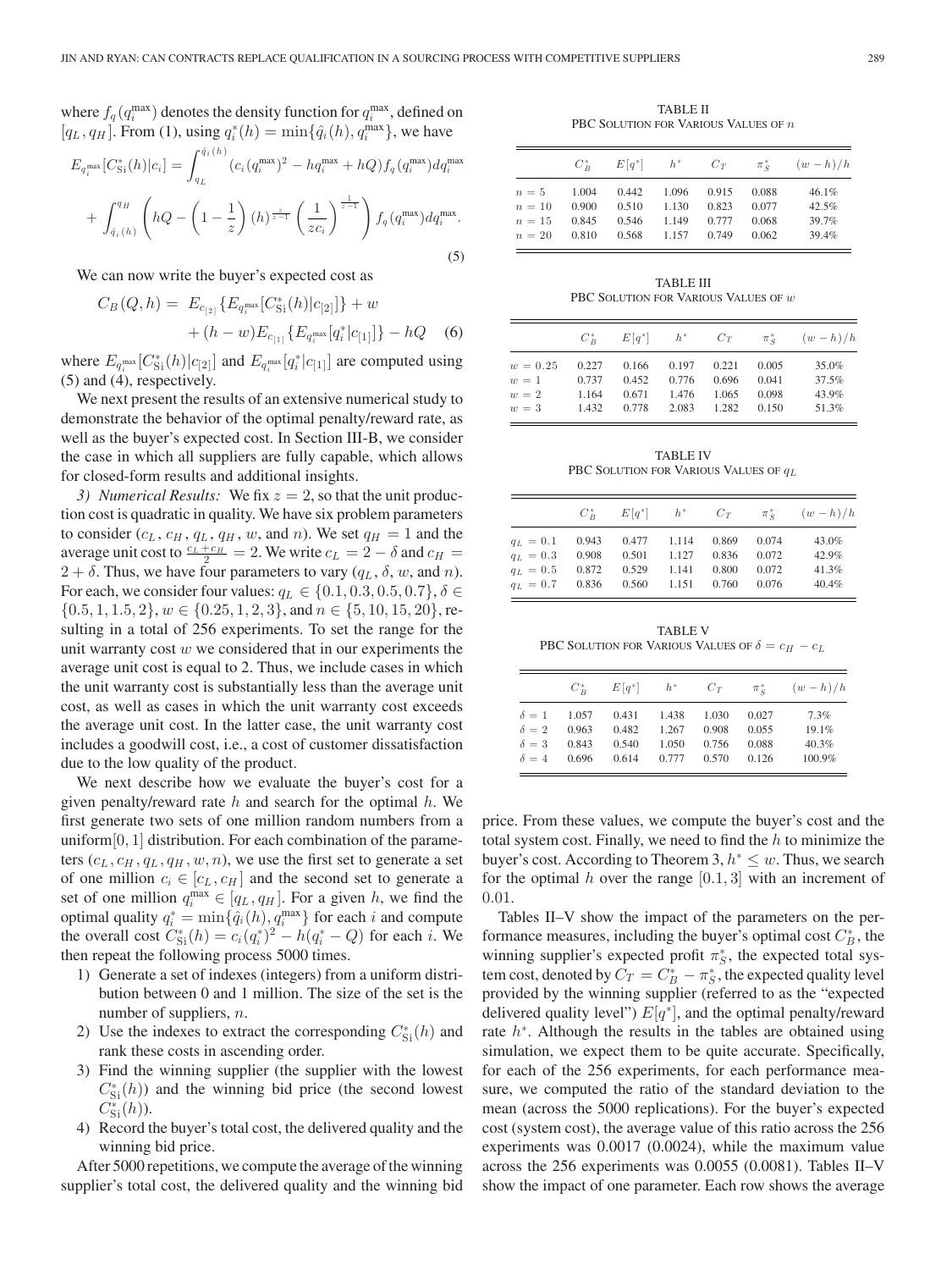where $f_q(q_i^{\max})$ denotes the density function for $q_i^{\max}$, defined on $[q_L, q_H]$. From (1), using $q_i^*(h) = \min\{\hat{q}_i(h), q_i^{\max}\}$, we have

$$E_{q_i^{\max}}[C_{\text{Si}}^*(h)|c_i] = \int_{q_L}^{\hat{q}_i(h)} (c_i(q_i^{\max})^2 - hq_i^{\max} + hQ) f_q(q_i^{\max}) dq_i^{\max} + \int_{\hat{q}_i(h)}^{q_H} \left( hQ - \left(1 - \frac{1}{z}\right)(h)^{\frac{z}{z-1}} \left(\frac{1}{zc_i}\right)^{\frac{1}{z-1}} \right) f_q(q_i^{\max}) dq_i^{\max}. \tag{5}$$

We can now write the buyer's expected cost as

$$C_B(Q,h) = E_{c_{[2]}}\{E_{q_i^{\max}}[C_{\text{Si}}^*(h)|c_{[2]}]\} + w + (h-w)E_{c_{[1]}}\{E_{q_i^{\max}}[q_i^*|c_{[1]}]\} - hQ \tag{6}$$

where $E_{q_i^{\max}}[C_{\text{Si}}^*(h)|c_{[2]}]$ and $E_{q_i^{\max}}[q_i^*|c_{[1]}]$ are computed using (5) and (4), respectively.

We next present the results of an extensive numerical study to demonstrate the behavior of the optimal penalty/reward rate, as well as the buyer's expected cost. In Section III-B, we consider the case in which all suppliers are fully capable, which allows for closed-form results and additional insights.

*3) Numerical Results:* We fix $z = 2$, so that the unit production cost is quadratic in quality. We have six problem parameters to consider ($c_L$, $c_H$, $q_L$, $q_H$, $w$, and $n$). We set $q_H = 1$ and the average unit cost to $\frac{c_L + c_H}{2} = 2$. We write $c_L = 2 - \delta$ and $c_H = 2 + \delta$. Thus, we have four parameters to vary ($q_L$, $\delta$, $w$, and $n$). For each, we consider four values: $q_L \in \{0.1, 0.3, 0.5, 0.7\}$, $\delta \in \{0.5, 1, 1.5, 2\}$, $w \in \{0.25, 1, 2, 3\}$, and $n \in \{5, 10, 15, 20\}$, resulting in a total of 256 experiments. To set the range for the unit warranty cost $w$ we considered that in our experiments the average unit cost is equal to 2. Thus, we include cases in which the unit warranty cost is substantially less than the average unit cost, as well as cases in which the unit warranty cost exceeds the average unit cost. In the latter case, the unit warranty cost includes a goodwill cost, i.e., a cost of customer dissatisfaction due to the low quality of the product.

We next describe how we evaluate the buyer's cost for a given penalty/reward rate $h$ and search for the optimal $h$. We first generate two sets of one million random numbers from a uniform$[0, 1]$ distribution. For each combination of the parameters ($c_L$, $c_H$, $q_L$, $q_H$, $w$, $n$), we use the first set to generate a set of one million $c_i \in [c_L, c_H]$ and the second set to generate a set of one million $q_i^{\max} \in [q_L, q_H]$. For a given $h$, we find the optimal quality $q_i^* = \min\{\hat{q}_i(h), q_i^{\max}\}$ for each $i$ and compute the overall cost $C_{\text{Si}}^*(h) = c_i(q_i^*)^2 - h(q_i^* - Q)$ for each $i$. We then repeat the following process 5000 times.

1) Generate a set of indexes (integers) from a uniform distribution between 0 and 1 million. The size of the set is the number of suppliers, $n$.
2) Use the indexes to extract the corresponding $C_{\text{Si}}^*(h)$ and rank these costs in ascending order.
3) Find the winning supplier (the supplier with the lowest $C_{\text{Si}}^*(h)$) and the winning bid price (the second lowest $C_{\text{Si}}^*(h)$).
4) Record the buyer's total cost, the delivered quality and the winning bid price.

After 5000 repetitions, we compute the average of the winning supplier's total cost, the delivered quality and the winning bid price. From these values, we compute the buyer's cost and the total system cost. Finally, we need to find the $h$ to minimize the buyer's cost. According to Theorem 3, $h^* \leq w$. Thus, we search for the optimal $h$ over the range $[0.1, 3]$ with an increment of 0.01.

Tables II–V show the impact of the parameters on the performance measures, including the buyer's optimal cost $C_B^*$, the winning supplier's expected profit $\pi_S^*$, the expected total system cost, denoted by $C_T = C_B^* - \pi_S^*$, the expected quality level provided by the winning supplier (referred to as the "expected delivered quality level") $E[q^*]$, and the optimal penalty/reward rate $h^*$. Although the results in the tables are obtained using simulation, we expect them to be quite accurate. Specifically, for each of the 256 experiments, for each performance measure, we computed the ratio of the standard deviation to the mean (across the 5000 replications). For the buyer's expected cost (system cost), the average value of this ratio across the 256 experiments was 0.0017 (0.0024), while the maximum value across the 256 experiments was 0.0055 (0.0081). Tables II–V show the impact of one parameter. Each row shows the average

TABLE II
PBC Solution for Various Values of $n$

| | $C_B^*$ | $E[q^*]$ | $h^*$ | $C_T$ | $\pi_S^*$ | $(w-h)/h$ |
|---|---|---|---|---|---|---|
| $n = 5$ | 1.004 | 0.442 | 1.096 | 0.915 | 0.088 | 46.1% |
| $n = 10$ | 0.900 | 0.510 | 1.130 | 0.823 | 0.077 | 42.5% |
| $n = 15$ | 0.845 | 0.546 | 1.149 | 0.777 | 0.068 | 39.7% |
| $n = 20$ | 0.810 | 0.568 | 1.157 | 0.749 | 0.062 | 39.4% |

TABLE III
PBC Solution for Various Values of $w$

| | $C_B^*$ | $E[q^*]$ | $h^*$ | $C_T$ | $\pi_S^*$ | $(w-h)/h$ |
|---|---|---|---|---|---|---|
| $w = 0.25$ | 0.227 | 0.166 | 0.197 | 0.221 | 0.005 | 35.0% |
| $w = 1$ | 0.737 | 0.452 | 0.776 | 0.696 | 0.041 | 37.5% |
| $w = 2$ | 1.164 | 0.671 | 1.476 | 1.065 | 0.098 | 43.9% |
| $w = 3$ | 1.432 | 0.778 | 2.083 | 1.282 | 0.150 | 51.3% |

TABLE IV
PBC Solution for Various Values of $q_L$

| | $C_B^*$ | $E[q^*]$ | $h^*$ | $C_T$ | $\pi_S^*$ | $(w-h)/h$ |
|---|---|---|---|---|---|---|
| $q_L = 0.1$ | 0.943 | 0.477 | 1.114 | 0.869 | 0.074 | 43.0% |
| $q_L = 0.3$ | 0.908 | 0.501 | 1.127 | 0.836 | 0.072 | 42.9% |
| $q_L = 0.5$ | 0.872 | 0.529 | 1.141 | 0.800 | 0.072 | 41.3% |
| $q_L = 0.7$ | 0.836 | 0.560 | 1.151 | 0.760 | 0.076 | 40.4% |

TABLE V
PBC Solution for Various Values of $\delta = c_H - c_L$

| | $C_B^*$ | $E[q^*]$ | $h^*$ | $C_T$ | $\pi_S^*$ | $(w-h)/h$ |
|---|---|---|---|---|---|---|
| $\delta = 1$ | 1.057 | 0.431 | 1.438 | 1.030 | 0.027 | 7.3% |
| $\delta = 2$ | 0.963 | 0.482 | 1.267 | 0.908 | 0.055 | 19.1% |
| $\delta = 3$ | 0.843 | 0.540 | 1.050 | 0.756 | 0.088 | 40.3% |
| $\delta = 4$ | 0.696 | 0.614 | 0.777 | 0.570 | 0.126 | 100.9% |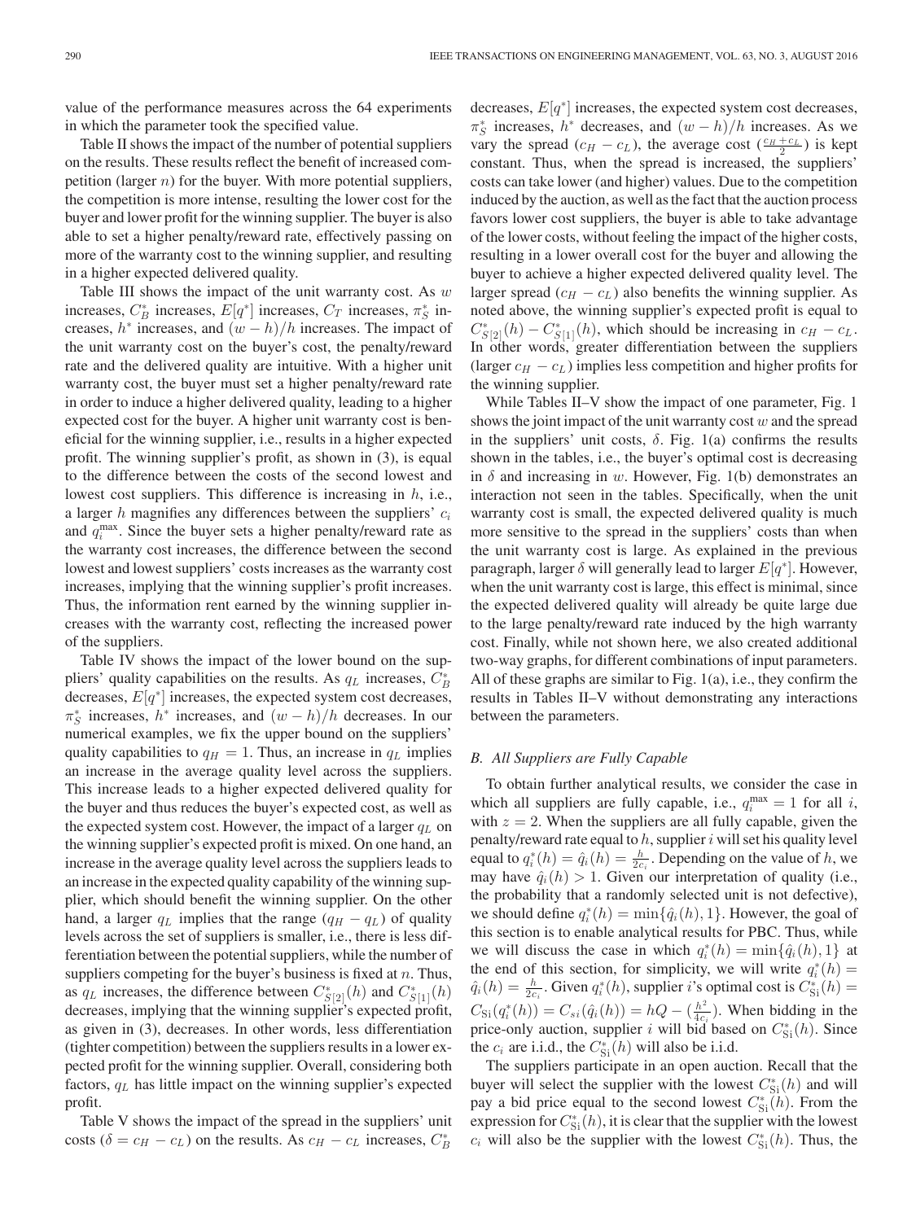value of the performance measures across the 64 experiments in which the parameter took the specified value.

Table II shows the impact of the number of potential suppliers on the results. These results reflect the benefit of increased competition (larger $n$) for the buyer. With more potential suppliers, the competition is more intense, resulting the lower cost for the buyer and lower profit for the winning supplier. The buyer is also able to set a higher penalty/reward rate, effectively passing on more of the warranty cost to the winning supplier, and resulting in a higher expected delivered quality.

Table III shows the impact of the unit warranty cost. As $w$ increases, $C_B^*$ increases, $E[q^*]$ increases, $C_T$ increases, $\pi_S^*$ increases, $h^*$ increases, and $(w-h)/h$ increases. The impact of the unit warranty cost on the buyer's cost, the penalty/reward rate and the delivered quality are intuitive. With a higher unit warranty cost, the buyer must set a higher penalty/reward rate in order to induce a higher delivered quality, leading to a higher expected cost for the buyer. A higher unit warranty cost is beneficial for the winning supplier, i.e., results in a higher expected profit. The winning supplier's profit, as shown in (3), is equal to the difference between the costs of the second lowest and lowest cost suppliers. This difference is increasing in $h$, i.e., a larger $h$ magnifies any differences between the suppliers' $c_i$ and $q_i^{\max}$. Since the buyer sets a higher penalty/reward rate as the warranty cost increases, the difference between the second lowest and lowest suppliers' costs increases as the warranty cost increases, implying that the winning supplier's profit increases. Thus, the information rent earned by the winning supplier increases with the warranty cost, reflecting the increased power of the suppliers.

Table IV shows the impact of the lower bound on the suppliers' quality capabilities on the results. As $q_L$ increases, $C_B^*$ decreases, $E[q^*]$ increases, the expected system cost decreases, $\pi_S^*$ increases, $h^*$ increases, and $(w-h)/h$ decreases. In our numerical examples, we fix the upper bound on the suppliers' quality capabilities to $q_H = 1$. Thus, an increase in $q_L$ implies an increase in the average quality level across the suppliers. This increase leads to a higher expected delivered quality for the buyer and thus reduces the buyer's expected cost, as well as the expected system cost. However, the impact of a larger $q_L$ on the winning supplier's expected profit is mixed. On one hand, an increase in the average quality level across the suppliers leads to an increase in the expected quality capability of the winning supplier, which should benefit the winning supplier. On the other hand, a larger $q_L$ implies that the range $(q_H - q_L)$ of quality levels across the set of suppliers is smaller, i.e., there is less differentiation between the potential suppliers, while the number of suppliers competing for the buyer's business is fixed at $n$. Thus, as $q_L$ increases, the difference between $C_{S[2]}^*(h)$ and $C_{S[1]}^*(h)$ decreases, implying that the winning supplier's expected profit, as given in (3), decreases. In other words, less differentiation (tighter competition) between the suppliers results in a lower expected profit for the winning supplier. Overall, considering both factors, $q_L$ has little impact on the winning supplier's expected profit.

Table V shows the impact of the spread in the suppliers' unit costs ($\delta = c_H - c_L$) on the results. As $c_H - c_L$ increases, $C_B^*$ decreases, $E[q^*]$ increases, the expected system cost decreases, $\pi_S^*$ increases, $h^*$ decreases, and $(w-h)/h$ increases. As we vary the spread $(c_H - c_L)$, the average cost $(\frac{c_H + c_L}{2})$ is kept constant. Thus, when the spread is increased, the suppliers' costs can take lower (and higher) values. Due to the competition induced by the auction, as well as the fact that the auction process favors lower cost suppliers, the buyer is able to take advantage of the lower costs, without feeling the impact of the higher costs, resulting in a lower overall cost for the buyer and allowing the buyer to achieve a higher expected delivered quality level. The larger spread $(c_H - c_L)$ also benefits the winning supplier. As noted above, the winning supplier's expected profit is equal to $C_{S[2]}^*(h) - C_{S[1]}^*(h)$, which should be increasing in $c_H - c_L$. In other words, greater differentiation between the suppliers (larger $c_H - c_L$) implies less competition and higher profits for the winning supplier.

While Tables II–V show the impact of one parameter, Fig. 1 shows the joint impact of the unit warranty cost $w$ and the spread in the suppliers' unit costs, $\delta$. Fig. 1(a) confirms the results shown in the tables, i.e., the buyer's optimal cost is decreasing in $\delta$ and increasing in $w$. However, Fig. 1(b) demonstrates an interaction not seen in the tables. Specifically, when the unit warranty cost is small, the expected delivered quality is much more sensitive to the spread in the suppliers' costs than when the unit warranty cost is large. As explained in the previous paragraph, larger $\delta$ will generally lead to larger $E[q^*]$. However, when the unit warranty cost is large, this effect is minimal, since the expected delivered quality will already be quite large due to the large penalty/reward rate induced by the high warranty cost. Finally, while not shown here, we also created additional two-way graphs, for different combinations of input parameters. All of these graphs are similar to Fig. 1(a), i.e., they confirm the results in Tables II–V without demonstrating any interactions between the parameters.

### B. All Suppliers are Fully Capable

To obtain further analytical results, we consider the case in which all suppliers are fully capable, i.e., $q_i^{\max} = 1$ for all $i$, with $z = 2$. When the suppliers are all fully capable, given the penalty/reward rate equal to $h$, supplier $i$ will set his quality level equal to $q_i^*(h) = \hat{q}_i(h) = \frac{h}{2c_i}$. Depending on the value of $h$, we may have $\hat{q}_i(h) > 1$. Given our interpretation of quality (i.e., the probability that a randomly selected unit is not defective), we should define $q_i^*(h) = \min\{\hat{q}_i(h), 1\}$. However, the goal of this section is to enable analytical results for PBC. Thus, while we will discuss the case in which $q_i^*(h) = \min\{\hat{q}_i(h), 1\}$ at the end of this section, for simplicity, we will write $q_i^*(h) = \hat{q}_i(h) = \frac{h}{2c_i}$. Given $q_i^*(h)$, supplier $i$'s optimal cost is $C_{\mathrm{S}i}^*(h) = C_{\mathrm{S}i}(q_i^*(h)) = C_{si}(\hat{q}_i(h)) = hQ - (\frac{h^2}{4c_i})$. When bidding in the price-only auction, supplier $i$ will bid based on $C_{\mathrm{S}i}^*(h)$. Since the $c_i$ are i.i.d., the $C_{\mathrm{S}i}^*(h)$ will also be i.i.d.

The suppliers participate in an open auction. Recall that the buyer will select the supplier with the lowest $C_{\mathrm{S}i}^*(h)$ and will pay a bid price equal to the second lowest $C_{\mathrm{S}i}^*(h)$. From the expression for $C_{\mathrm{S}i}^*(h)$, it is clear that the supplier with the lowest $c_i$ will also be the supplier with the lowest $C_{\mathrm{S}i}^*(h)$. Thus, the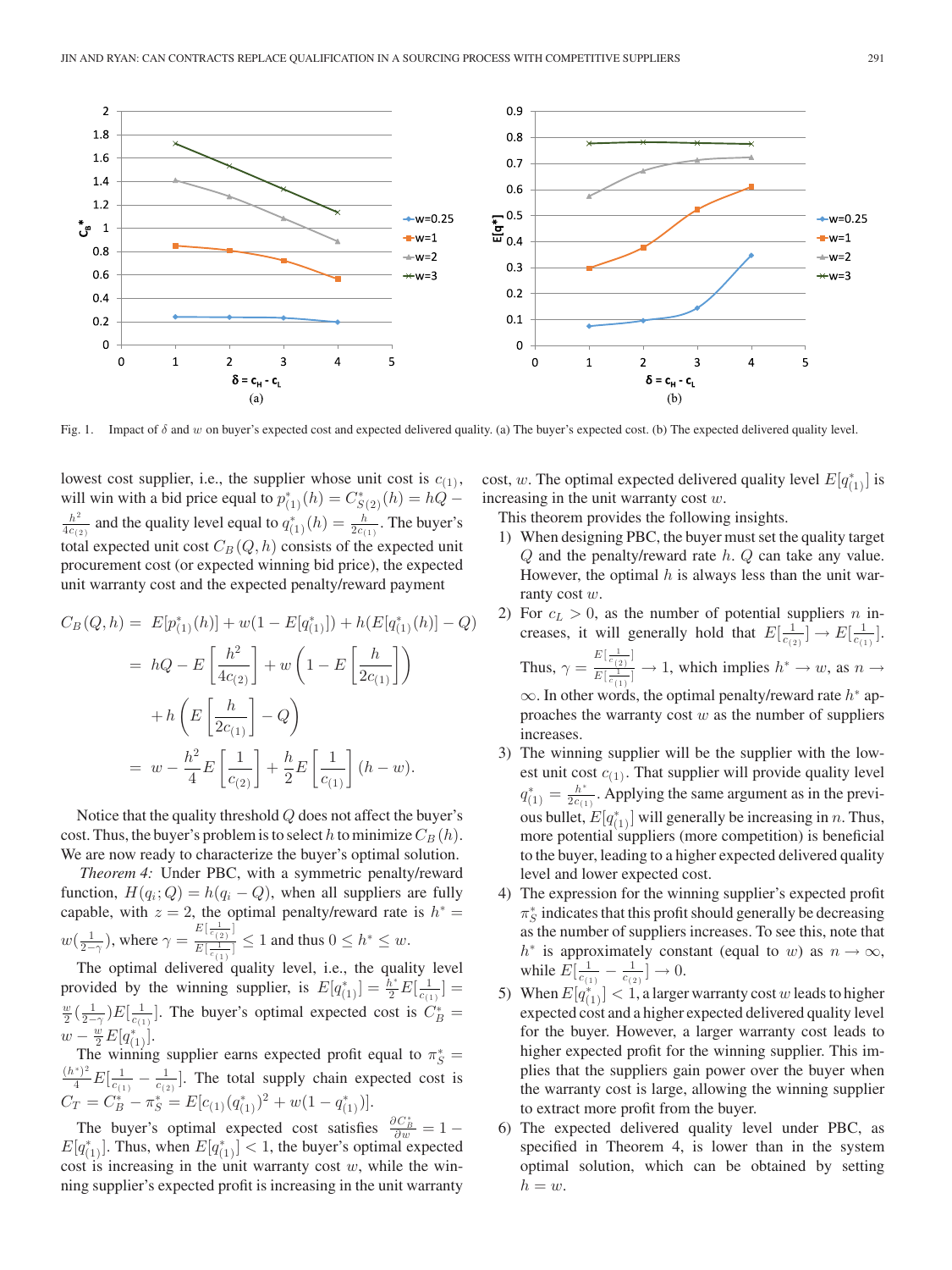Fig. 1. Impact of $\delta$ and $w$ on buyer's expected cost and expected delivered quality. (a) The buyer's expected cost. (b) The expected delivered quality level.

lowest cost supplier, i.e., the supplier whose unit cost is $c_{(1)}$, will win with a bid price equal to $p^*_{(1)}(h) = C^*_{S(2)}(h) = hQ - \frac{h^2}{4c_{(2)}}$ and the quality level equal to $q^*_{(1)}(h) = \frac{h}{2c_{(1)}}$. The buyer's total expected unit cost $C_B(Q,h)$ consists of the expected unit procurement cost (or expected winning bid price), the expected unit warranty cost and the expected penalty/reward payment

$$
\begin{aligned}
C_B(Q,h) &= E[p^*_{(1)}(h)] + w(1 - E[q^*_{(1)}]) + h(E[q^*_{(1)}(h)] - Q) \\
&= hQ - E\left[\frac{h^2}{4c_{(2)}}\right] + w\left(1 - E\left[\frac{h}{2c_{(1)}}\right]\right) \\
&\quad + h\left(E\left[\frac{h}{2c_{(1)}}\right] - Q\right) \\
&= w - \frac{h^2}{4}E\left[\frac{1}{c_{(2)}}\right] + \frac{h}{2}E\left[\frac{1}{c_{(1)}}\right](h - w).
\end{aligned}
$$

Notice that the quality threshold $Q$ does not affect the buyer's cost. Thus, the buyer's problem is to select $h$ to minimize $C_B(h)$. We are now ready to characterize the buyer's optimal solution.

*Theorem 4:* Under PBC, with a symmetric penalty/reward function, $H(q_i; Q) = h(q_i - Q)$, when all suppliers are fully capable, with $z = 2$, the optimal penalty/reward rate is $h^* = w(\frac{1}{2-\gamma})$, where $\gamma = \frac{E[\frac{1}{c_{(2)}}]}{E[\frac{1}{c_{(1)}}]} \le 1$ and thus $0 \le h^* \le w$.

The optimal delivered quality level, i.e., the quality level provided by the winning supplier, is $E[q^*_{(1)}] = \frac{h^*}{2}E[\frac{1}{c_{(1)}}] = \frac{w}{2}(\frac{1}{2-\gamma})E[\frac{1}{c_{(1)}}]$. The buyer's optimal expected cost is $C^*_B = w - \frac{w}{2}E[q^*_{(1)}]$.

The winning supplier earns expected profit equal to $\pi^*_S = \frac{(h^*)^2}{4}E[\frac{1}{c_{(1)}} - \frac{1}{c_{(2)}}]$. The total supply chain expected cost is $C_T = C^*_B - \pi^*_S = E[c_{(1)}(q^*_{(1)})^2 + w(1 - q^*_{(1)})]$.

The buyer's optimal expected cost satisfies $\frac{\partial C^*_B}{\partial w} = 1 - E[q^*_{(1)}]$. Thus, when $E[q^*_{(1)}] < 1$, the buyer's optimal expected cost is increasing in the unit warranty cost $w$, while the winning supplier's expected profit is increasing in the unit warranty cost, $w$. The optimal expected delivered quality level $E[q^*_{(1)}]$ is increasing in the unit warranty cost $w$.

This theorem provides the following insights.

1) When designing PBC, the buyer must set the quality target $Q$ and the penalty/reward rate $h$. $Q$ can take any value. However, the optimal $h$ is always less than the unit warranty cost $w$.
2) For $c_L > 0$, as the number of potential suppliers $n$ increases, it will generally hold that $E[\frac{1}{c_{(2)}}] \to E[\frac{1}{c_{(1)}}]$. Thus, $\gamma = \frac{E[\frac{1}{c_{(2)}}]}{E[\frac{1}{c_{(1)}}]} \to 1$, which implies $h^* \to w$, as $n \to \infty$. In other words, the optimal penalty/reward rate $h^*$ approaches the warranty cost $w$ as the number of suppliers increases.
3) The winning supplier will be the supplier with the lowest unit cost $c_{(1)}$. That supplier will provide quality level $q^*_{(1)} = \frac{h^*}{2c_{(1)}}$. Applying the same argument as in the previous bullet, $E[q^*_{(1)}]$ will generally be increasing in $n$. Thus, more potential suppliers (more competition) is beneficial to the buyer, leading to a higher expected delivered quality level and lower expected cost.
4) The expression for the winning supplier's expected profit $\pi^*_S$ indicates that this profit should generally be decreasing as the number of suppliers increases. To see this, note that $h^*$ is approximately constant (equal to $w$) as $n \to \infty$, while $E[\frac{1}{c_{(1)}} - \frac{1}{c_{(2)}}] \to 0$.
5) When $E[q^*_{(1)}] < 1$, a larger warranty cost $w$ leads to higher expected cost and a higher expected delivered quality level for the buyer. However, a larger warranty cost leads to higher expected profit for the winning supplier. This implies that the suppliers gain power over the buyer when the warranty cost is large, allowing the winning supplier to extract more profit from the buyer.
6) The expected delivered quality level under PBC, as specified in Theorem 4, is lower than in the system optimal solution, which can be obtained by setting $h = w$.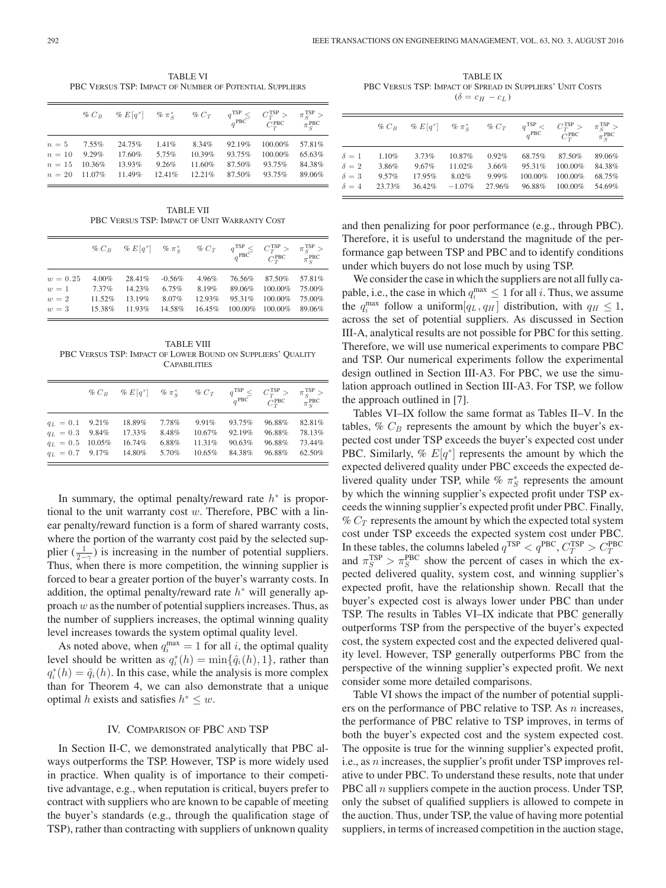TABLE VI
PBC Versus TSP: Impact of Number of Potential Suppliers

| | % $C_B$ | % $E[q^*]$ | % $\pi_S^*$ | % $C_T$ | $q^{\text{TSP}} \leq q^{\text{PBC}}$ | $C_T^{\text{TSP}} > C_T^{\text{PBC}}$ | $\pi_S^{\text{TSP}} > \pi_S^{\text{PBC}}$ |
|---|---|---|---|---|---|---|---|
| $n = 5$ | 7.55% | 24.75% | 1.41% | 8.34% | 92.19% | 100.00% | 57.81% |
| $n = 10$ | 9.29% | 17.60% | 5.75% | 10.39% | 93.75% | 100.00% | 65.63% |
| $n = 15$ | 10.36% | 13.93% | 9.26% | 11.60% | 87.50% | 93.75% | 84.38% |
| $n = 20$ | 11.07% | 11.49% | 12.41% | 12.21% | 87.50% | 93.75% | 89.06% |

TABLE VII
PBC Versus TSP: Impact of Unit Warranty Cost

| | % $C_B$ | % $E[q^*]$ | % $\pi_S^*$ | % $C_T$ | $q^{\text{TSP}} \leq q^{\text{PBC}}$ | $C_T^{\text{TSP}} > C_T^{\text{PBC}}$ | $\pi_S^{\text{TSP}} > \pi_S^{\text{PBC}}$ |
|---|---|---|---|---|---|---|---|
| $w = 0.25$ | 4.00% | 28.41% | -0.56% | 4.96% | 76.56% | 87.50% | 57.81% |
| $w = 1$ | 7.37% | 14.23% | 6.75% | 8.19% | 89.06% | 100.00% | 75.00% |
| $w = 2$ | 11.52% | 13.19% | 8.07% | 12.93% | 95.31% | 100.00% | 75.00% |
| $w = 3$ | 15.38% | 11.93% | 14.58% | 16.45% | 100.00% | 100.00% | 89.06% |

TABLE VIII
PBC Versus TSP: Impact of Lower Bound on Suppliers' Quality Capabilities

| | % $C_B$ | % $E[q^*]$ | % $\pi_S^*$ | % $C_T$ | $q^{\text{TSP}} \leq q^{\text{PBC}}$ | $C_T^{\text{TSP}} > C_T^{\text{PBC}}$ | $\pi_S^{\text{TSP}} > \pi_S^{\text{PBC}}$ |
|---|---|---|---|---|---|---|---|
| $q_L = 0.1$ | 9.21% | 18.89% | 7.78% | 9.91% | 93.75% | 96.88% | 82.81% |
| $q_L = 0.3$ | 9.84% | 17.33% | 8.48% | 10.67% | 92.19% | 96.88% | 78.13% |
| $q_L = 0.5$ | 10.05% | 16.74% | 6.88% | 11.31% | 90.63% | 96.88% | 73.44% |
| $q_L = 0.7$ | 9.17% | 14.80% | 5.70% | 10.65% | 84.38% | 96.88% | 62.50% |

In summary, the optimal penalty/reward rate $h^*$ is proportional to the unit warranty cost $w$. Therefore, PBC with a linear penalty/reward function is a form of shared warranty costs, where the portion of the warranty cost paid by the selected supplier ($\frac{1}{2-\gamma}$) is increasing in the number of potential suppliers. Thus, when there is more competition, the winning supplier is forced to bear a greater portion of the buyer's warranty costs. In addition, the optimal penalty/reward rate $h^*$ will generally approach $w$ as the number of potential suppliers increases. Thus, as the number of suppliers increases, the optimal winning quality level increases towards the system optimal quality level.

As noted above, when $q_i^{\max} = 1$ for all $i$, the optimal quality level should be written as $q_i^*(h) = \min\{\hat{q}_i(h), 1\}$, rather than $q_i^*(h) = \hat{q}_i(h)$. In this case, while the analysis is more complex than for Theorem 4, we can also demonstrate that a unique optimal $h$ exists and satisfies $h^* \leq w$.

## IV. Comparison of PBC and TSP

In Section II-C, we demonstrated analytically that PBC always outperforms the TSP. However, TSP is more widely used in practice. When quality is of importance to their competitive advantage, e.g., when reputation is critical, buyers prefer to contract with suppliers who are known to be capable of meeting the buyer's standards (e.g., through the qualification stage of TSP), rather than contracting with suppliers of unknown quality and then penalizing for poor performance (e.g., through PBC). Therefore, it is useful to understand the magnitude of the performance gap between TSP and PBC and to identify conditions under which buyers do not lose much by using TSP.

TABLE IX
PBC Versus TSP: Impact of Spread in Suppliers' Unit Costs ($\delta = c_H - c_L$)

| | % $C_B$ | % $E[q^*]$ | % $\pi_S^*$ | % $C_T$ | $q^{\text{TSP}} < q^{\text{PBC}}$ | $C_T^{\text{TSP}} > C_T^{\text{PBC}}$ | $\pi_S^{\text{TSP}} > \pi_S^{\text{PBC}}$ |
|---|---|---|---|---|---|---|---|
| $\delta = 1$ | 1.10% | 3.73% | 10.87% | 0.92% | 68.75% | 87.50% | 89.06% |
| $\delta = 2$ | 3.86% | 9.67% | 11.02% | 3.66% | 95.31% | 100.00% | 84.38% |
| $\delta = 3$ | 9.57% | 17.95% | 8.02% | 9.99% | 100.00% | 100.00% | 68.75% |
| $\delta = 4$ | 23.73% | 36.42% | $-1.07$% | 27.96% | 96.88% | 100.00% | 54.69% |

We consider the case in which the suppliers are not all fully capable, i.e., the case in which $q_i^{\max} \leq 1$ for all $i$. Thus, we assume the $q_i^{\max}$ follow a uniform$[q_L, q_H]$ distribution, with $q_H \leq 1$, across the set of potential suppliers. As discussed in Section III-A, analytical results are not possible for PBC for this setting. Therefore, we will use numerical experiments to compare PBC and TSP. Our numerical experiments follow the experimental design outlined in Section III-A3. For PBC, we use the simulation approach outlined in Section III-A3. For TSP, we follow the approach outlined in [7].

Tables VI–IX follow the same format as Tables II–V. In the tables, % $C_B$ represents the amount by which the buyer's expected cost under TSP exceeds the buyer's expected cost under PBC. Similarly, % $E[q^*]$ represents the amount by which the expected delivered quality under PBC exceeds the expected delivered quality under TSP, while % $\pi_S^*$ represents the amount by which the winning supplier's expected profit under TSP exceeds the winning supplier's expected profit under PBC. Finally, % $C_T$ represents the amount by which the expected total system cost under TSP exceeds the expected system cost under PBC. In these tables, the columns labeled $q^{\text{TSP}} < q^{\text{PBC}}$, $C_T^{\text{TSP}} > C_T^{\text{PBC}}$ and $\pi_S^{\text{TSP}} > \pi_S^{\text{PBC}}$ show the percent of cases in which the expected delivered quality, system cost, and winning supplier's expected profit, have the relationship shown. Recall that the buyer's expected cost is always lower under PBC than under TSP. The results in Tables VI–IX indicate that PBC generally outperforms TSP from the perspective of the buyer's expected cost, the system expected cost and the expected delivered quality level. However, TSP generally outperforms PBC from the perspective of the winning supplier's expected profit. We next consider some more detailed comparisons.

Table VI shows the impact of the number of potential suppliers on the performance of PBC relative to TSP. As $n$ increases, the performance of PBC relative to TSP improves, in terms of both the buyer's expected cost and the system expected cost. The opposite is true for the winning supplier's expected profit, i.e., as $n$ increases, the supplier's profit under TSP improves relative to under PBC. To understand these results, note that under PBC all $n$ suppliers compete in the auction process. Under TSP, only the subset of qualified suppliers is allowed to compete in the auction. Thus, under TSP, the value of having more potential suppliers, in terms of increased competition in the auction stage,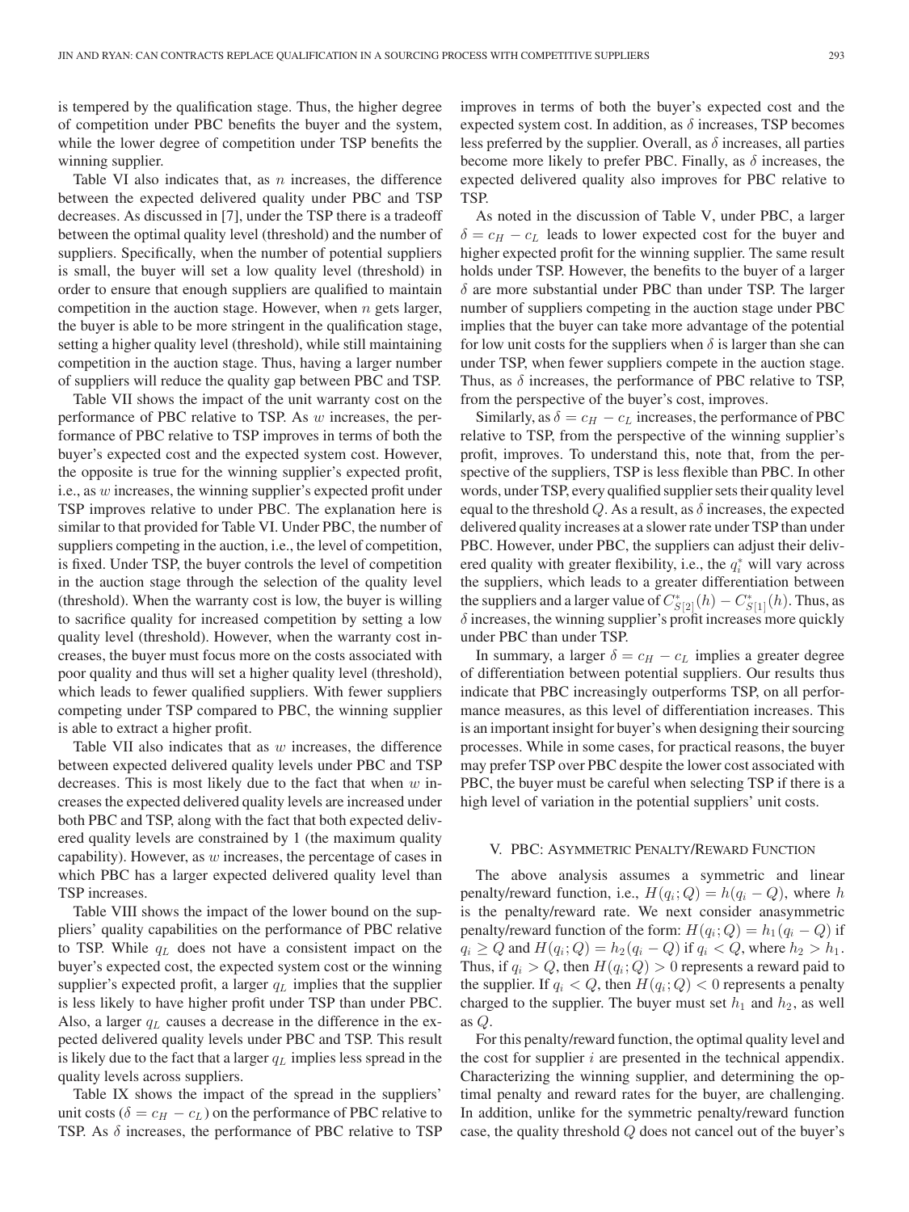is tempered by the qualification stage. Thus, the higher degree of competition under PBC benefits the buyer and the system, while the lower degree of competition under TSP benefits the winning supplier.

Table VI also indicates that, as $n$ increases, the difference between the expected delivered quality under PBC and TSP decreases. As discussed in [7], under the TSP there is a tradeoff between the optimal quality level (threshold) and the number of suppliers. Specifically, when the number of potential suppliers is small, the buyer will set a low quality level (threshold) in order to ensure that enough suppliers are qualified to maintain competition in the auction stage. However, when $n$ gets larger, the buyer is able to be more stringent in the qualification stage, setting a higher quality level (threshold), while still maintaining competition in the auction stage. Thus, having a larger number of suppliers will reduce the quality gap between PBC and TSP.

Table VII shows the impact of the unit warranty cost on the performance of PBC relative to TSP. As $w$ increases, the performance of PBC relative to TSP improves in terms of both the buyer's expected cost and the expected system cost. However, the opposite is true for the winning supplier's expected profit, i.e., as $w$ increases, the winning supplier's expected profit under TSP improves relative to under PBC. The explanation here is similar to that provided for Table VI. Under PBC, the number of suppliers competing in the auction, i.e., the level of competition, is fixed. Under TSP, the buyer controls the level of competition in the auction stage through the selection of the quality level (threshold). When the warranty cost is low, the buyer is willing to sacrifice quality for increased competition by setting a low quality level (threshold). However, when the warranty cost increases, the buyer must focus more on the costs associated with poor quality and thus will set a higher quality level (threshold), which leads to fewer qualified suppliers. With fewer suppliers competing under TSP compared to PBC, the winning supplier is able to extract a higher profit.

Table VII also indicates that as $w$ increases, the difference between expected delivered quality levels under PBC and TSP decreases. This is most likely due to the fact that when $w$ increases the expected delivered quality levels are increased under both PBC and TSP, along with the fact that both expected delivered quality levels are constrained by 1 (the maximum quality capability). However, as $w$ increases, the percentage of cases in which PBC has a larger expected delivered quality level than TSP increases.

Table VIII shows the impact of the lower bound on the suppliers' quality capabilities on the performance of PBC relative to TSP. While $q_L$ does not have a consistent impact on the buyer's expected cost, the expected system cost or the winning supplier's expected profit, a larger $q_L$ implies that the supplier is less likely to have higher profit under TSP than under PBC. Also, a larger $q_L$ causes a decrease in the difference in the expected delivered quality levels under PBC and TSP. This result is likely due to the fact that a larger $q_L$ implies less spread in the quality levels across suppliers.

Table IX shows the impact of the spread in the suppliers' unit costs ($\delta = c_H - c_L$) on the performance of PBC relative to TSP. As $\delta$ increases, the performance of PBC relative to TSP improves in terms of both the buyer's expected cost and the expected system cost. In addition, as $\delta$ increases, TSP becomes less preferred by the supplier. Overall, as $\delta$ increases, all parties become more likely to prefer PBC. Finally, as $\delta$ increases, the expected delivered quality also improves for PBC relative to TSP.

As noted in the discussion of Table V, under PBC, a larger $\delta = c_H - c_L$ leads to lower expected cost for the buyer and higher expected profit for the winning supplier. The same result holds under TSP. However, the benefits to the buyer of a larger $\delta$ are more substantial under PBC than under TSP. The larger number of suppliers competing in the auction stage under PBC implies that the buyer can take more advantage of the potential for low unit costs for the suppliers when $\delta$ is larger than she can under TSP, when fewer suppliers compete in the auction stage. Thus, as $\delta$ increases, the performance of PBC relative to TSP, from the perspective of the buyer's cost, improves.

Similarly, as $\delta = c_H - c_L$ increases, the performance of PBC relative to TSP, from the perspective of the winning supplier's profit, improves. To understand this, note that, from the perspective of the suppliers, TSP is less flexible than PBC. In other words, under TSP, every qualified supplier sets their quality level equal to the threshold $Q$. As a result, as $\delta$ increases, the expected delivered quality increases at a slower rate under TSP than under PBC. However, under PBC, the suppliers can adjust their delivered quality with greater flexibility, i.e., the $q_i^*$ will vary across the suppliers, which leads to a greater differentiation between the suppliers and a larger value of $C^*_{S[2]}(h) - C^*_{S[1]}(h)$. Thus, as $\delta$ increases, the winning supplier's profit increases more quickly under PBC than under TSP.

In summary, a larger $\delta = c_H - c_L$ implies a greater degree of differentiation between potential suppliers. Our results thus indicate that PBC increasingly outperforms TSP, on all performance measures, as this level of differentiation increases. This is an important insight for buyer's when designing their sourcing processes. While in some cases, for practical reasons, the buyer may prefer TSP over PBC despite the lower cost associated with PBC, the buyer must be careful when selecting TSP if there is a high level of variation in the potential suppliers' unit costs.

## V. PBC: Asymmetric Penalty/Reward Function

The above analysis assumes a symmetric and linear penalty/reward function, i.e., $H(q_i; Q) = h(q_i - Q)$, where $h$ is the penalty/reward rate. We next consider an asymmetric penalty/reward function of the form: $H(q_i; Q) = h_1(q_i - Q)$ if $q_i \geq Q$ and $H(q_i; Q) = h_2(q_i - Q)$ if $q_i < Q$, where $h_2 > h_1$. Thus, if $q_i > Q$, then $H(q_i; Q) > 0$ represents a reward paid to the supplier. If $q_i < Q$, then $H(q_i; Q) < 0$ represents a penalty charged to the supplier. The buyer must set $h_1$ and $h_2$, as well as $Q$.

For this penalty/reward function, the optimal quality level and the cost for supplier $i$ are presented in the technical appendix. Characterizing the winning supplier, and determining the optimal penalty and reward rates for the buyer, are challenging. In addition, unlike for the symmetric penalty/reward function case, the quality threshold $Q$ does not cancel out of the buyer's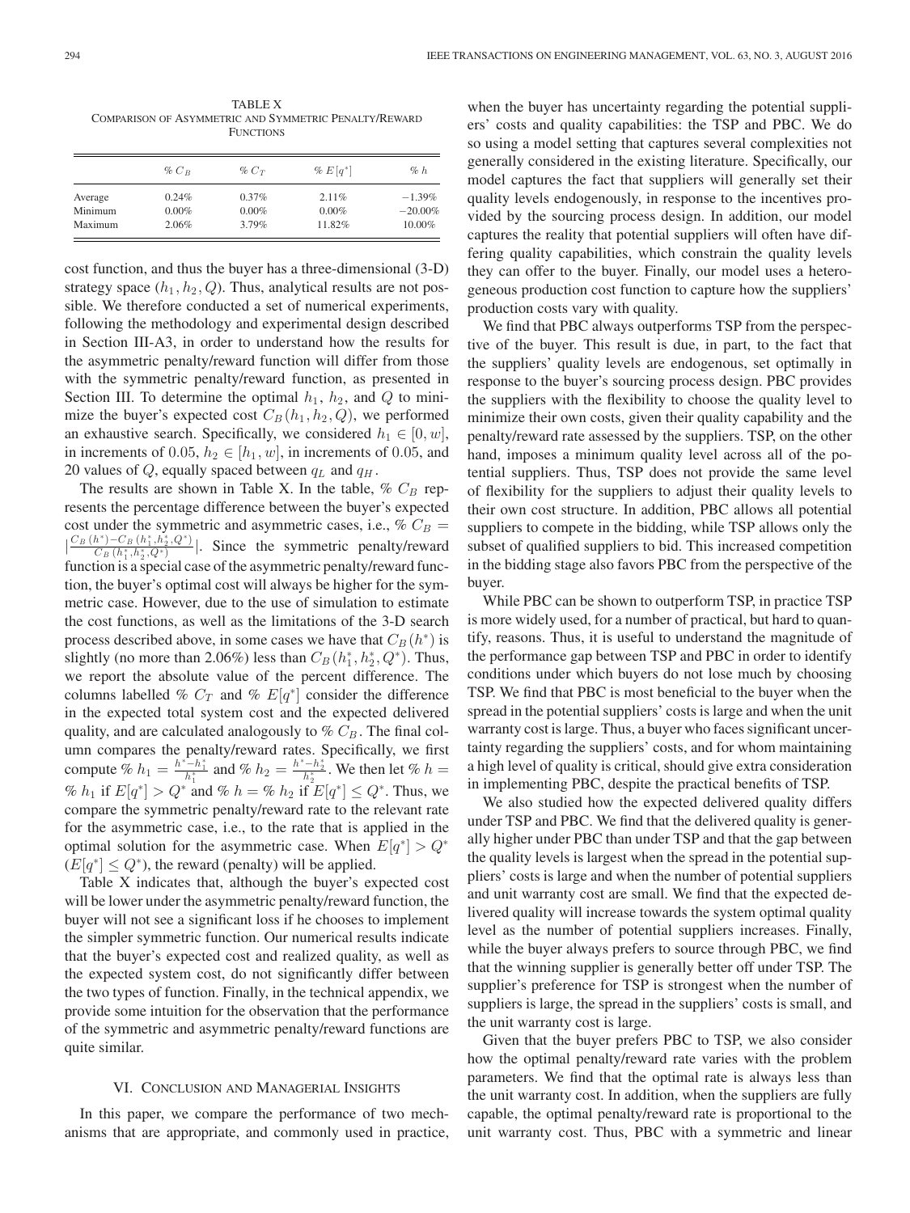TABLE X
COMPARISON OF ASYMMETRIC AND SYMMETRIC PENALTY/REWARD FUNCTIONS

| | $\% \, C_B$ | $\% \, C_T$ | $\% \, E[q^*]$ | $\% \, h$ |
|---|---|---|---|---|
| Average | 0.24% | 0.37% | 2.11% | −1.39% |
| Minimum | 0.00% | 0.00% | 0.00% | −20.00% |
| Maximum | 2.06% | 3.79% | 11.82% | 10.00% |

cost function, and thus the buyer has a three-dimensional (3-D) strategy space $(h_1, h_2, Q)$. Thus, analytical results are not possible. We therefore conducted a set of numerical experiments, following the methodology and experimental design described in Section III-A3, in order to understand how the results for the asymmetric penalty/reward function will differ from those with the symmetric penalty/reward function, as presented in Section III. To determine the optimal $h_1$, $h_2$, and $Q$ to minimize the buyer's expected cost $C_B(h_1, h_2, Q)$, we performed an exhaustive search. Specifically, we considered $h_1 \in [0, w]$, in increments of 0.05, $h_2 \in [h_1, w]$, in increments of 0.05, and 20 values of $Q$, equally spaced between $q_L$ and $q_H$.

The results are shown in Table X. In the table, $\% \, C_B$ represents the percentage difference between the buyer's expected cost under the symmetric and asymmetric cases, i.e., $\% \, C_B = |\frac{C_B(h^*) - C_B(h_1^*, h_2^*, Q^*)}{C_B(h_1^*, h_2^*, Q^*)}|$. Since the symmetric penalty/reward function is a special case of the asymmetric penalty/reward function, the buyer's optimal cost will always be higher for the symmetric case. However, due to the use of simulation to estimate the cost functions, as well as the limitations of the 3-D search process described above, in some cases we have that $C_B(h^*)$ is slightly (no more than 2.06%) less than $C_B(h_1^*, h_2^*, Q^*)$. Thus, we report the absolute value of the percent difference. The columns labelled $\% \, C_T$ and $\% \, E[q^*]$ consider the difference in the expected total system cost and the expected delivered quality, and are calculated analogously to $\% \, C_B$. The final column compares the penalty/reward rates. Specifically, we first compute $\% \, h_1 = \frac{h^* - h_1^*}{h_1^*}$ and $\% \, h_2 = \frac{h^* - h_2^*}{h_2^*}$. We then let $\% \, h = \% \, h_1$ if $E[q^*] > Q^*$ and $\% \, h = \% \, h_2$ if $E[q^*] \leq Q^*$. Thus, we compare the symmetric penalty/reward rate to the relevant rate for the asymmetric case, i.e., to the rate that is applied in the optimal solution for the asymmetric case. When $E[q^*] > Q^*$ ($E[q^*] \leq Q^*$), the reward (penalty) will be applied.

Table X indicates that, although the buyer's expected cost will be lower under the asymmetric penalty/reward function, the buyer will not see a significant loss if he chooses to implement the simpler symmetric function. Our numerical results indicate that the buyer's expected cost and realized quality, as well as the expected system cost, do not significantly differ between the two types of function. Finally, in the technical appendix, we provide some intuition for the observation that the performance of the symmetric and asymmetric penalty/reward functions are quite similar.

## VI. Conclusion and Managerial Insights

In this paper, we compare the performance of two mechanisms that are appropriate, and commonly used in practice, when the buyer has uncertainty regarding the potential suppliers' costs and quality capabilities: the TSP and PBC. We do so using a model setting that captures several complexities not generally considered in the existing literature. Specifically, our model captures the fact that suppliers will generally set their quality levels endogenously, in response to the incentives provided by the sourcing process design. In addition, our model captures the reality that potential suppliers will often have differing quality capabilities, which constrain the quality levels they can offer to the buyer. Finally, our model uses a heterogeneous production cost function to capture how the suppliers' production costs vary with quality.

We find that PBC always outperforms TSP from the perspective of the buyer. This result is due, in part, to the fact that the suppliers' quality levels are endogenous, set optimally in response to the buyer's sourcing process design. PBC provides the suppliers with the flexibility to choose the quality level to minimize their own costs, given their quality capability and the penalty/reward rate assessed by the suppliers. TSP, on the other hand, imposes a minimum quality level across all of the potential suppliers. Thus, TSP does not provide the same level of flexibility for the suppliers to adjust their quality levels to their own cost structure. In addition, PBC allows all potential suppliers to compete in the bidding, while TSP allows only the subset of qualified suppliers to bid. This increased competition in the bidding stage also favors PBC from the perspective of the buyer.

While PBC can be shown to outperform TSP, in practice TSP is more widely used, for a number of practical, but hard to quantify, reasons. Thus, it is useful to understand the magnitude of the performance gap between TSP and PBC in order to identify conditions under which buyers do not lose much by choosing TSP. We find that PBC is most beneficial to the buyer when the spread in the potential suppliers' costs is large and when the unit warranty cost is large. Thus, a buyer who faces significant uncertainty regarding the suppliers' costs, and for whom maintaining a high level of quality is critical, should give extra consideration in implementing PBC, despite the practical benefits of TSP.

We also studied how the expected delivered quality differs under TSP and PBC. We find that the delivered quality is generally higher under PBC than under TSP and that the gap between the quality levels is largest when the spread in the potential suppliers' costs is large and when the number of potential suppliers and unit warranty cost are small. We find that the expected delivered quality will increase towards the system optimal quality level as the number of potential suppliers increases. Finally, while the buyer always prefers to source through PBC, we find that the winning supplier is generally better off under TSP. The supplier's preference for TSP is strongest when the number of suppliers is large, the spread in the suppliers' costs is small, and the unit warranty cost is large.

Given that the buyer prefers PBC to TSP, we also consider how the optimal penalty/reward rate varies with the problem parameters. We find that the optimal rate is always less than the unit warranty cost. In addition, when the suppliers are fully capable, the optimal penalty/reward rate is proportional to the unit warranty cost. Thus, PBC with a symmetric and linear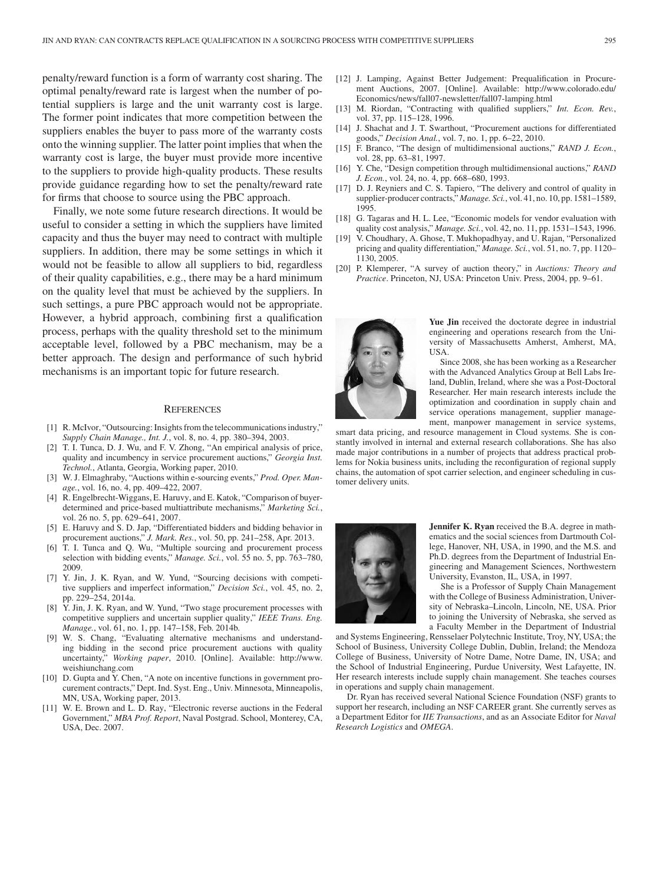penalty/reward function is a form of warranty cost sharing. The optimal penalty/reward rate is largest when the number of potential suppliers is large and the unit warranty cost is large. The former point indicates that more competition between the suppliers enables the buyer to pass more of the warranty costs onto the winning supplier. The latter point implies that when the warranty cost is large, the buyer must provide more incentive to the suppliers to provide high-quality products. These results provide guidance regarding how to set the penalty/reward rate for firms that choose to source using the PBC approach.

Finally, we note some future research directions. It would be useful to consider a setting in which the suppliers have limited capacity and thus the buyer may need to contract with multiple suppliers. In addition, there may be some settings in which it would not be feasible to allow all suppliers to bid, regardless of their quality capabilities, e.g., there may be a hard minimum on the quality level that must be achieved by the suppliers. In such settings, a pure PBC approach would not be appropriate. However, a hybrid approach, combining first a qualification process, perhaps with the quality threshold set to the minimum acceptable level, followed by a PBC mechanism, may be a better approach. The design and performance of such hybrid mechanisms is an important topic for future research.

## References

[1] R. McIvor, "Outsourcing: Insights from the telecommunications industry," *Supply Chain Manage., Int. J.*, vol. 8, no. 4, pp. 380–394, 2003.

[2] T. I. Tunca, D. J. Wu, and F. V. Zhong, "An empirical analysis of price, quality and incumbency in service procurement auctions," *Georgia Inst. Technol.*, Atlanta, Georgia, Working paper, 2010.

[3] W. J. Elmaghraby, "Auctions within e-sourcing events," *Prod. Oper. Manage.*, vol. 16, no. 4, pp. 409–422, 2007.

[4] R. Engelbrecht-Wiggans, E. Haruvy, and E. Katok, "Comparison of buyer-determined and price-based multiattribute mechanisms," *Marketing Sci.*, vol. 26 no. 5, pp. 629–641, 2007.

[5] E. Haruvy and S. D. Jap, "Differentiated bidders and bidding behavior in procurement auctions," *J. Mark. Res.*, vol. 50, pp. 241–258, Apr. 2013.

[6] T. I. Tunca and Q. Wu, "Multiple sourcing and procurement process selection with bidding events," *Manage. Sci.*, vol. 55 no. 5, pp. 763–780, 2009.

[7] Y. Jin, J. K. Ryan, and W. Yund, "Sourcing decisions with competitive suppliers and imperfect information," *Decision Sci.*, vol. 45, no. 2, pp. 229–254, 2014a.

[8] Y. Jin, J. K. Ryan, and W. Yund, "Two stage procurement processes with competitive suppliers and uncertain supplier quality," *IEEE Trans. Eng. Manage.*, vol. 61, no. 1, pp. 147–158, Feb. 2014b.

[9] W. S. Chang, "Evaluating alternative mechanisms and understanding bidding in the second price procurement auctions with quality uncertainty," *Working paper*, 2010. [Online]. Available: http://www.weishiunchang.com

[10] D. Gupta and Y. Chen, "A note on incentive functions in government procurement contracts," Dept. Ind. Syst. Eng., Univ. Minnesota, Minneapolis, MN, USA, Working paper, 2013.

[11] W. E. Brown and L. D. Ray, "Electronic reverse auctions in the Federal Government," *MBA Prof. Report*, Naval Postgrad. School, Monterey, CA, USA, Dec. 2007.

[12] J. Lamping, Against Better Judgement: Prequalification in Procurement Auctions, 2007. [Online]. Available: http://www.colorado.edu/Economics/news/fall07-newsletter/fall07-lamping.html

[13] M. Riordan, "Contracting with qualified suppliers," *Int. Econ. Rev.*, vol. 37, pp. 115–128, 1996.

[14] J. Shachat and J. T. Swarthout, "Procurement auctions for differentiated goods," *Decision Anal.*, vol. 7, no. 1, pp. 6–22, 2010.

[15] F. Branco, "The design of multidimensional auctions," *RAND J. Econ.*, vol. 28, pp. 63–81, 1997.

[16] Y. Che, "Design competition through multidimensional auctions," *RAND J. Econ.*, vol. 24, no. 4, pp. 668–680, 1993.

[17] D. J. Reyniers and C. S. Tapiero, "The delivery and control of quality in supplier-producer contracts," *Manage. Sci.*, vol. 41, no. 10, pp. 1581–1589, 1995.

[18] G. Tagaras and H. L. Lee, "Economic models for vendor evaluation with quality cost analysis," *Manage. Sci.*, vol. 42, no. 11, pp. 1531–1543, 1996.

[19] V. Choudhary, A. Ghose, T. Mukhopadhyay, and U. Rajan, "Personalized pricing and quality differentiation," *Manage. Sci.*, vol. 51, no. 7, pp. 1120–1130, 2005.

[20] P. Klemperer, "A survey of auction theory," in *Auctions: Theory and Practice*. Princeton, NJ, USA: Princeton Univ. Press, 2004, pp. 9–61.

**Yue Jin** received the doctorate degree in industrial engineering and operations research from the University of Massachusetts Amherst, Amherst, MA, USA.

Since 2008, she has been working as a Researcher with the Advanced Analytics Group at Bell Labs Ireland, Dublin, Ireland, where she was a Post-Doctoral Researcher. Her main research interests include the optimization and coordination in supply chain and service operations management, supplier management, manpower management in service systems, smart data pricing, and resource management in Cloud systems. She is constantly involved in internal and external research collaborations. She has also made major contributions in a number of projects that address practical problems for Nokia business units, including the reconfiguration of regional supply chains, the automation of spot carrier selection, and engineer scheduling in customer delivery units.

**Jennifer K. Ryan** received the B.A. degree in mathematics and the social sciences from Dartmouth College, Hanover, NH, USA, in 1990, and the M.S. and Ph.D. degrees from the Department of Industrial Engineering and Management Sciences, Northwestern University, Evanston, IL, USA, in 1997.

She is a Professor of Supply Chain Management with the College of Business Administration, University of Nebraska–Lincoln, Lincoln, NE, USA. Prior to joining the University of Nebraska, she served as a Faculty Member in the Department of Industrial and Systems Engineering, Rensselaer Polytechnic Institute, Troy, NY, USA; the School of Business, University College Dublin, Dublin, Ireland; the Mendoza College of Business, University of Notre Dame, Notre Dame, IN, USA; and the School of Industrial Engineering, Purdue University, West Lafayette, IN. Her research interests include supply chain management. She teaches courses in operations and supply chain management.

Dr. Ryan has received several National Science Foundation (NSF) grants to support her research, including an NSF CAREER grant. She currently serves as a Department Editor for *IIE Transactions*, and as an Associate Editor for *Naval Research Logistics* and *OMEGA*.